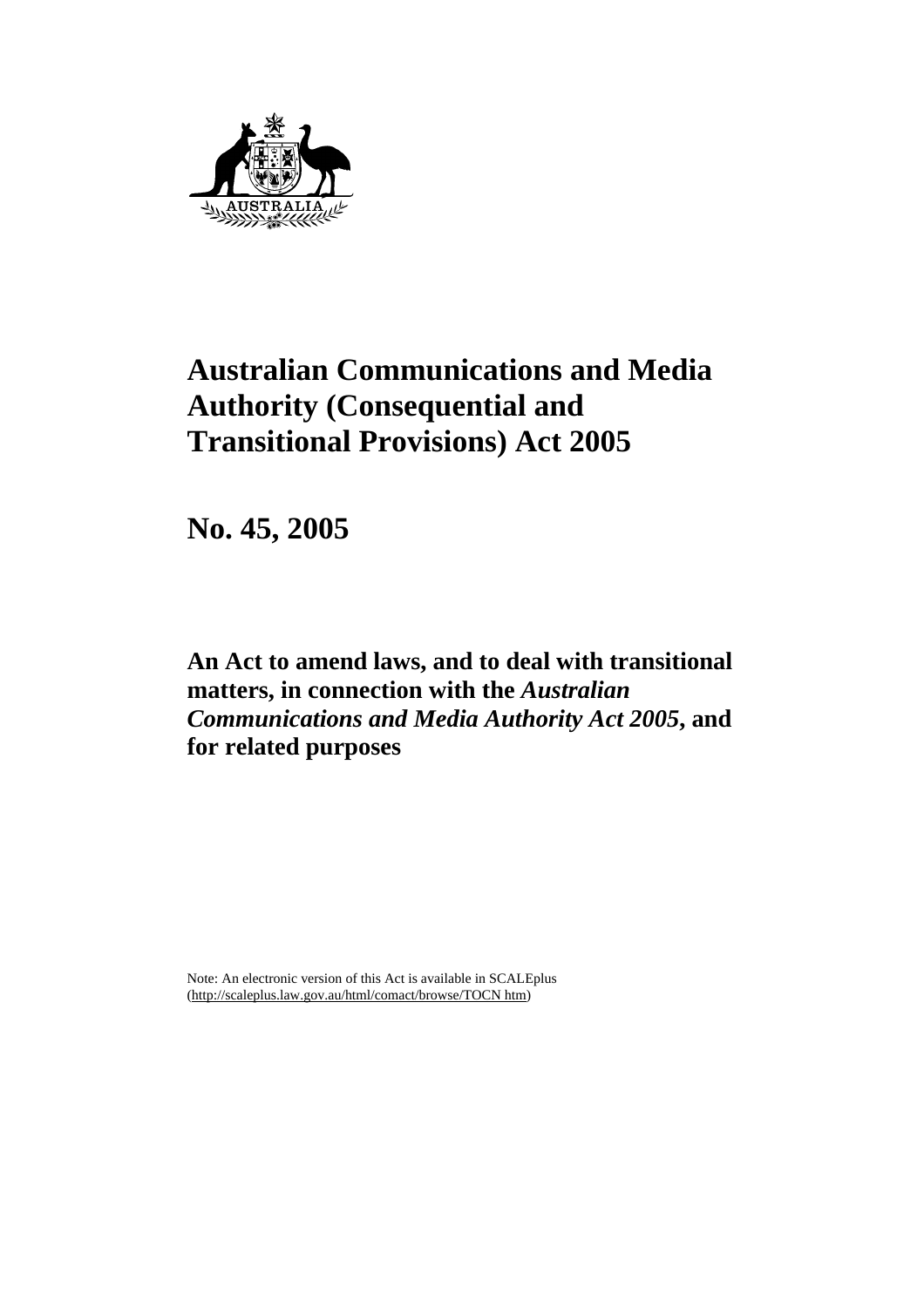# Australian Communications and Media Authority (Consequential and Transitional Provisions) Act 2005

## No. 45, 2005

### An Act to amend laws, and to deal with transitional matters, in connection with the *Australian Communications and Media Authority Act 2005*, and for related purposes

Note: An electronic version of this Act is available in SCALEplus (http://scaleplus.law.gov.au/html/comact/browse/TOCN htm)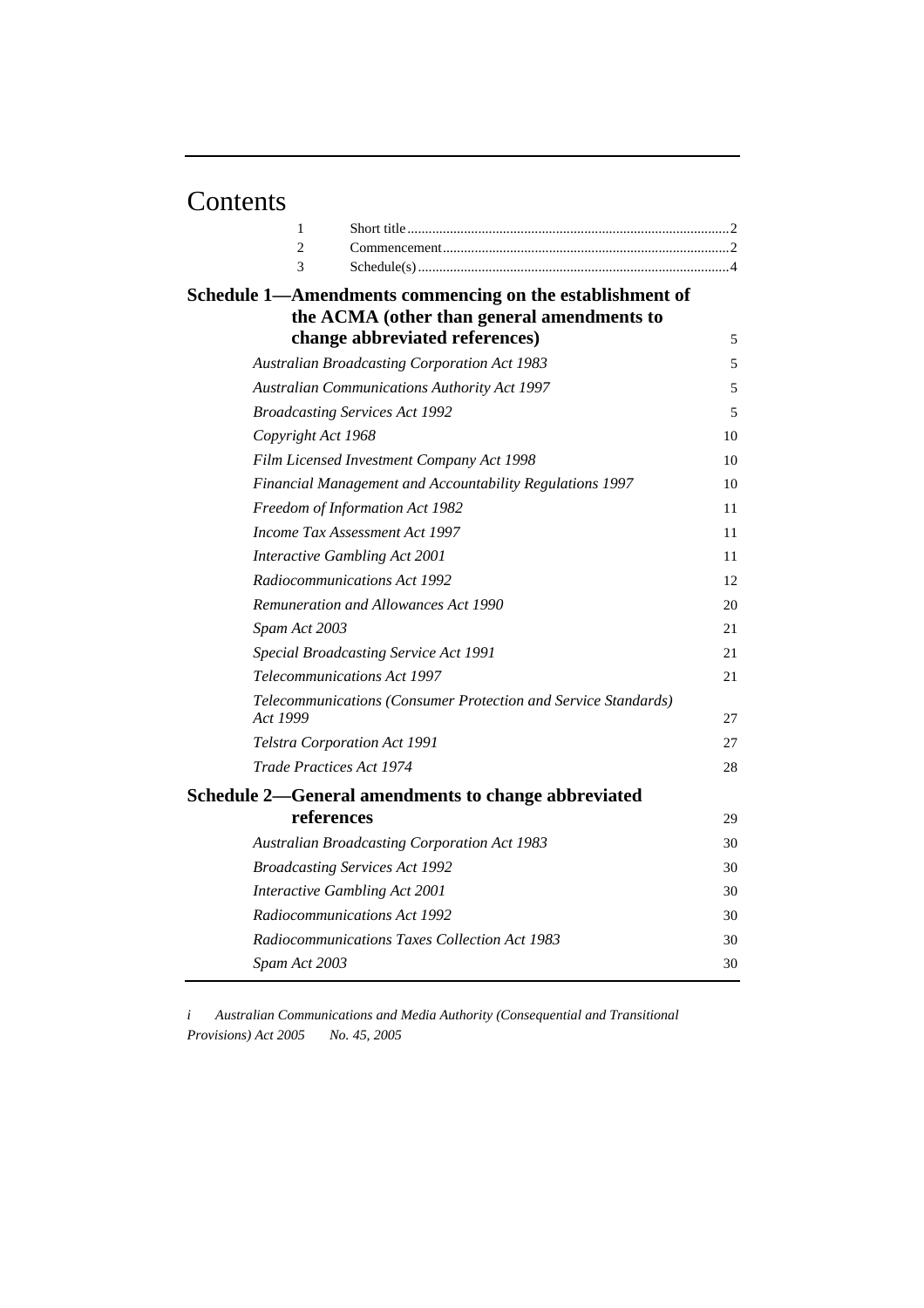# Contents

| | | |
|---|---|---|
| 1 | Short title | 2 |
| 2 | Commencement | 2 |
| 3 | Schedule(s) | 4 |

**Schedule 1—Amendments commencing on the establishment of the ACMA (other than general amendments to change abbreviated references)** 5

| | |
|---|---|
| *Australian Broadcasting Corporation Act 1983* | 5 |
| *Australian Communications Authority Act 1997* | 5 |
| *Broadcasting Services Act 1992* | 5 |
| *Copyright Act 1968* | 10 |
| *Film Licensed Investment Company Act 1998* | 10 |
| *Financial Management and Accountability Regulations 1997* | 10 |
| *Freedom of Information Act 1982* | 11 |
| *Income Tax Assessment Act 1997* | 11 |
| *Interactive Gambling Act 2001* | 11 |
| *Radiocommunications Act 1992* | 12 |
| *Remuneration and Allowances Act 1990* | 20 |
| *Spam Act 2003* | 21 |
| *Special Broadcasting Service Act 1991* | 21 |
| *Telecommunications Act 1997* | 21 |
| *Telecommunications (Consumer Protection and Service Standards) Act 1999* | 27 |
| *Telstra Corporation Act 1991* | 27 |
| *Trade Practices Act 1974* | 28 |

**Schedule 2—General amendments to change abbreviated references** 29

| | |
|---|---|
| *Australian Broadcasting Corporation Act 1983* | 30 |
| *Broadcasting Services Act 1992* | 30 |
| *Interactive Gambling Act 2001* | 30 |
| *Radiocommunications Act 1992* | 30 |
| *Radiocommunications Taxes Collection Act 1983* | 30 |
| *Spam Act 2003* | 30 |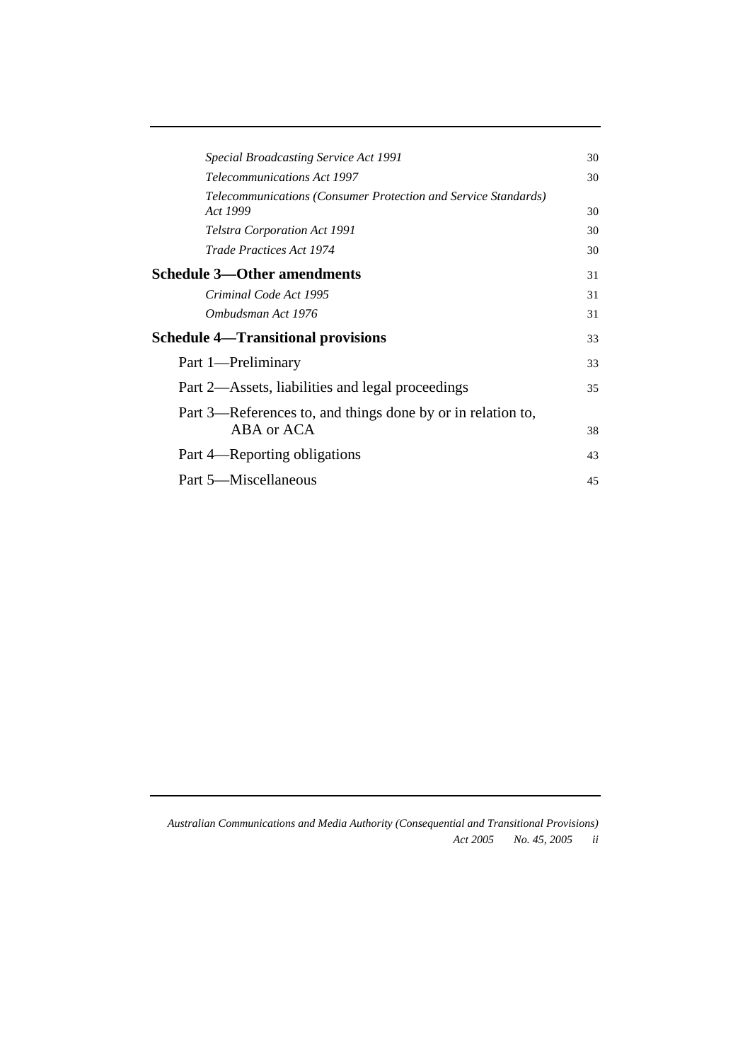*Special Broadcasting Service Act 1991* 30

*Telecommunications Act 1997* 30

*Telecommunications (Consumer Protection and Service Standards) Act 1999* 30

*Telstra Corporation Act 1991* 30

*Trade Practices Act 1974* 30

**Schedule 3—Other amendments** 31

*Criminal Code Act 1995* 31

*Ombudsman Act 1976* 31

**Schedule 4—Transitional provisions** 33

Part 1—Preliminary 33

Part 2—Assets, liabilities and legal proceedings 35

Part 3—References to, and things done by or in relation to, ABA or ACA 38

Part 4—Reporting obligations 43

Part 5—Miscellaneous 45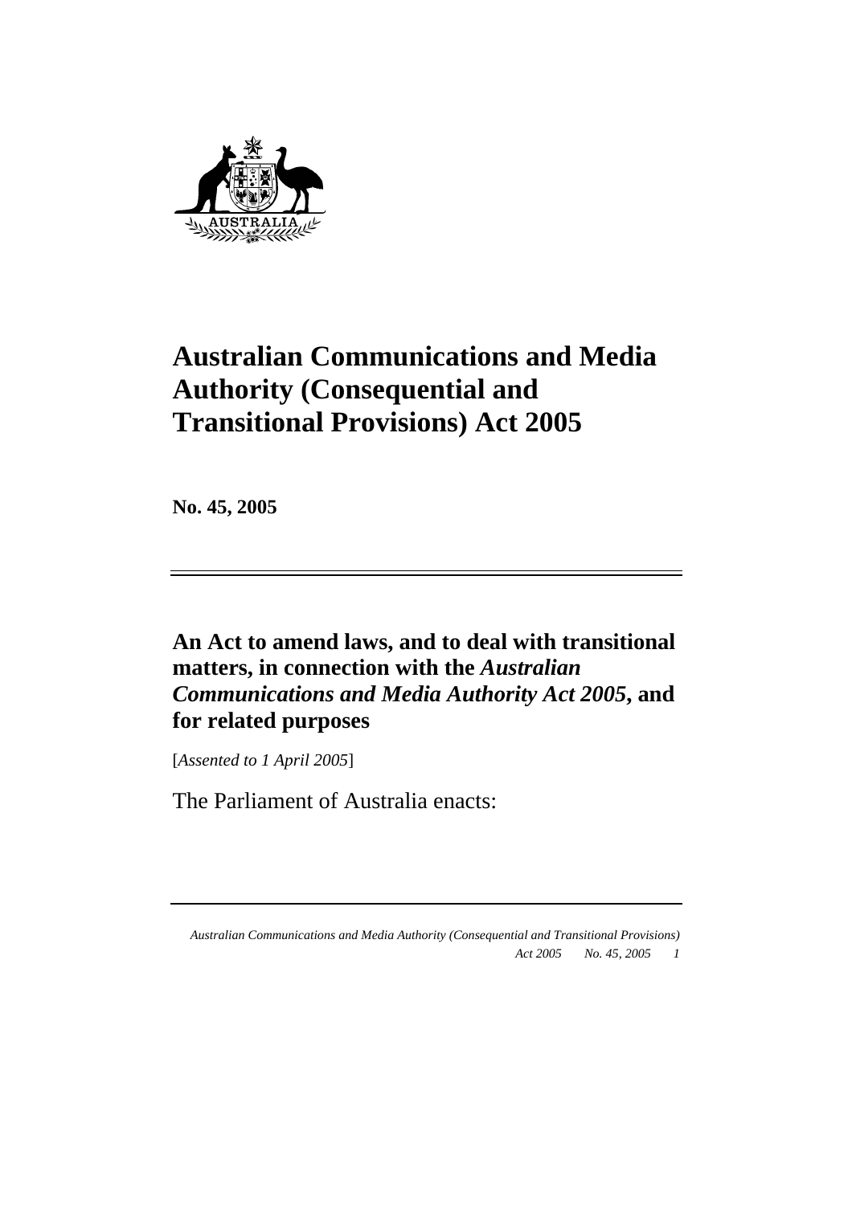# Australian Communications and Media Authority (Consequential and Transitional Provisions) Act 2005

**No. 45, 2005**

## An Act to amend laws, and to deal with transitional matters, in connection with the *Australian Communications and Media Authority Act 2005*, and for related purposes

[*Assented to 1 April 2005*]

The Parliament of Australia enacts: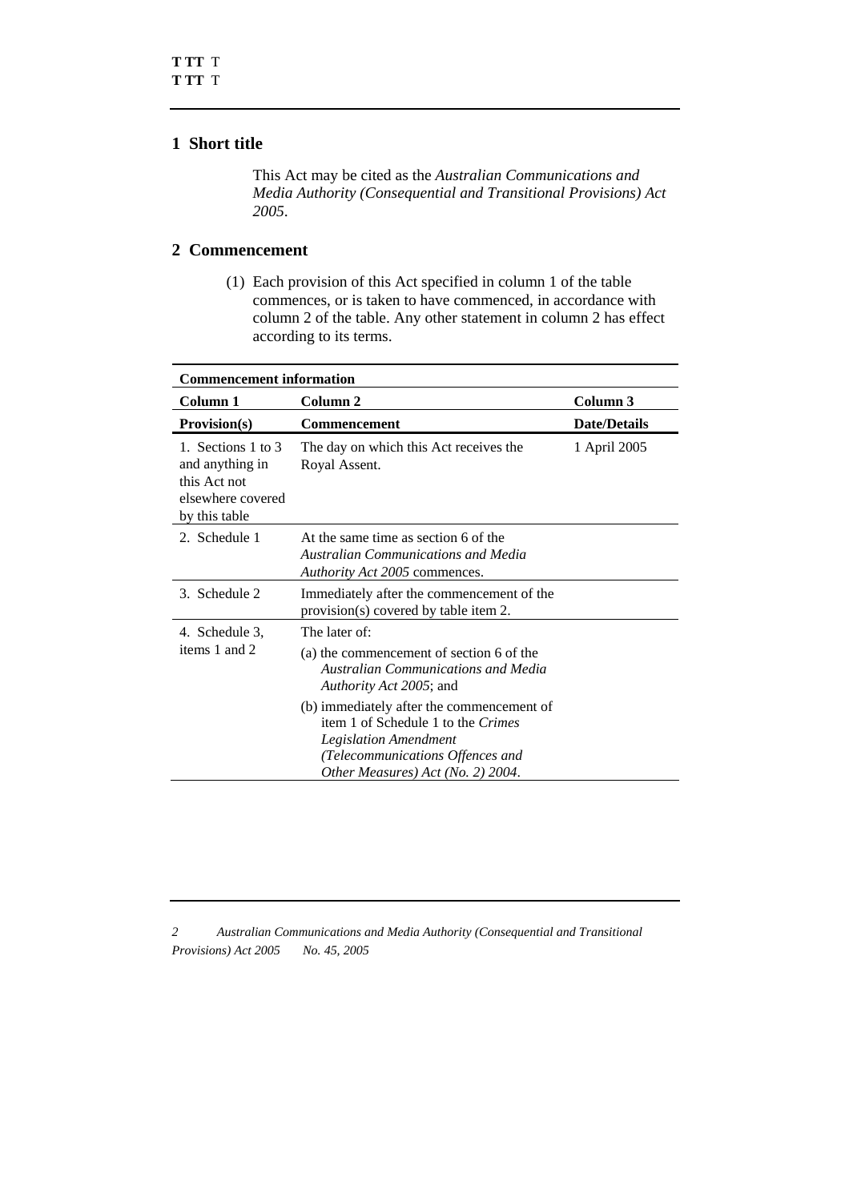## 1 Short title

This Act may be cited as the *Australian Communications and Media Authority (Consequential and Transitional Provisions) Act 2005*.

## 2 Commencement

(1) Each provision of this Act specified in column 1 of the table commences, or is taken to have commenced, in accordance with column 2 of the table. Any other statement in column 2 has effect according to its terms.

| **Commencement information** | | |
|---|---|---|
| **Column 1** | **Column 2** | **Column 3** |
| **Provision(s)** | **Commencement** | **Date/Details** |
| 1. Sections 1 to 3 and anything in this Act not elsewhere covered by this table | The day on which this Act receives the Royal Assent. | 1 April 2005 |
| 2. Schedule 1 | At the same time as section 6 of the *Australian Communications and Media Authority Act 2005* commences. | |
| 3. Schedule 2 | Immediately after the commencement of the provision(s) covered by table item 2. | |
| 4. Schedule 3, items 1 and 2 | The later of: (a) the commencement of section 6 of the *Australian Communications and Media Authority Act 2005*; and (b) immediately after the commencement of item 1 of Schedule 1 to the *Crimes Legislation Amendment (Telecommunications Offences and Other Measures) Act (No. 2) 2004*. | |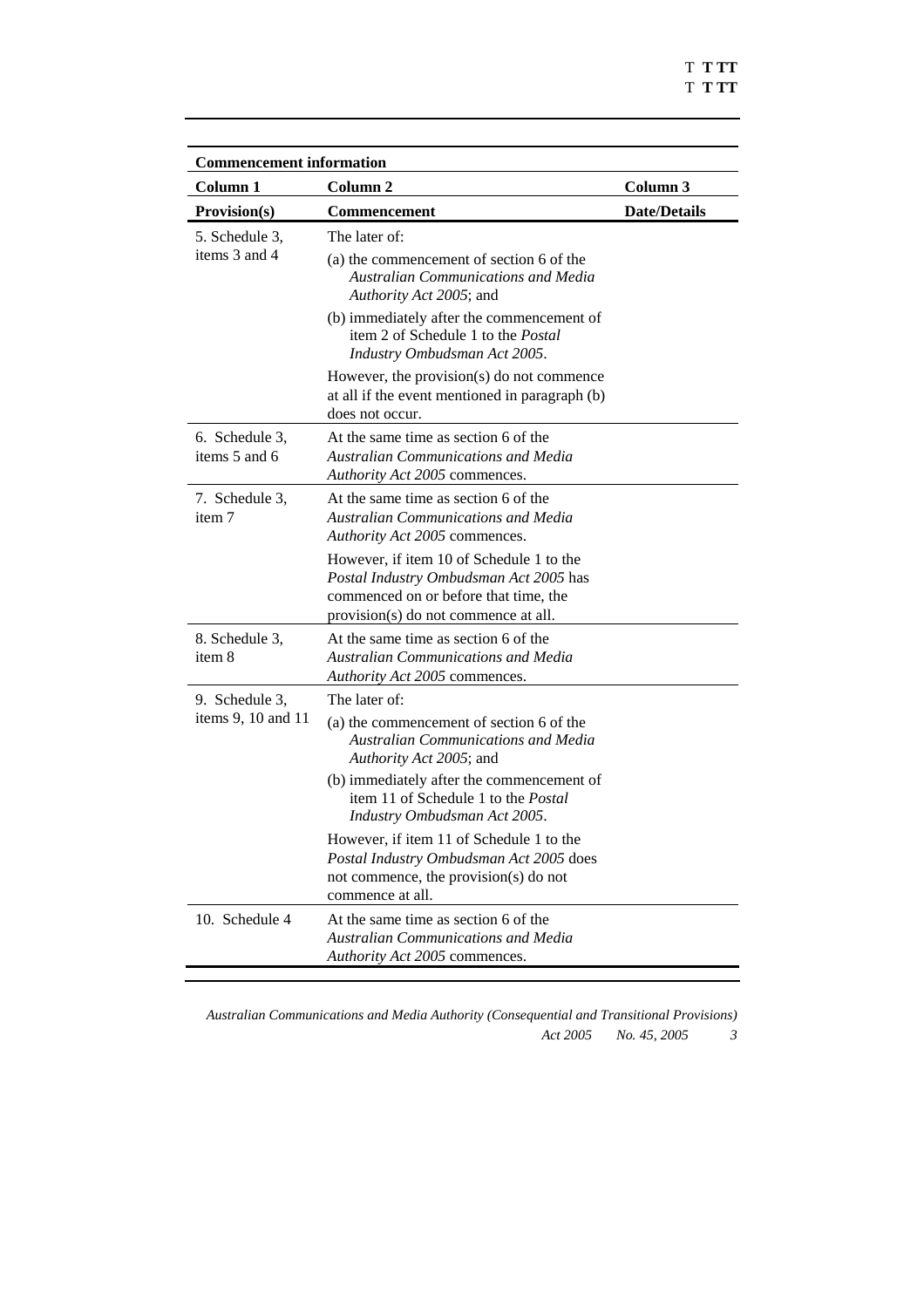| **Commencement information** | | |
|---|---|---|
| **Column 1** | **Column 2** | **Column 3** |
| **Provision(s)** | **Commencement** | **Date/Details** |
| 5. Schedule 3, items 3 and 4 | The later of:<br>(a) the commencement of section 6 of the *Australian Communications and Media Authority Act 2005*; and<br>(b) immediately after the commencement of item 2 of Schedule 1 to the *Postal Industry Ombudsman Act 2005*.<br>However, the provision(s) do not commence at all if the event mentioned in paragraph (b) does not occur. | |
| 6. Schedule 3, items 5 and 6 | At the same time as section 6 of the *Australian Communications and Media Authority Act 2005* commences. | |
| 7. Schedule 3, item 7 | At the same time as section 6 of the *Australian Communications and Media Authority Act 2005* commences.<br>However, if item 10 of Schedule 1 to the *Postal Industry Ombudsman Act 2005* has commenced on or before that time, the provision(s) do not commence at all. | |
| 8. Schedule 3, item 8 | At the same time as section 6 of the *Australian Communications and Media Authority Act 2005* commences. | |
| 9. Schedule 3, items 9, 10 and 11 | The later of:<br>(a) the commencement of section 6 of the *Australian Communications and Media Authority Act 2005*; and<br>(b) immediately after the commencement of item 11 of Schedule 1 to the *Postal Industry Ombudsman Act 2005*.<br>However, if item 11 of Schedule 1 to the *Postal Industry Ombudsman Act 2005* does not commence, the provision(s) do not commence at all. | |
| 10. Schedule 4 | At the same time as section 6 of the *Australian Communications and Media Authority Act 2005* commences. | |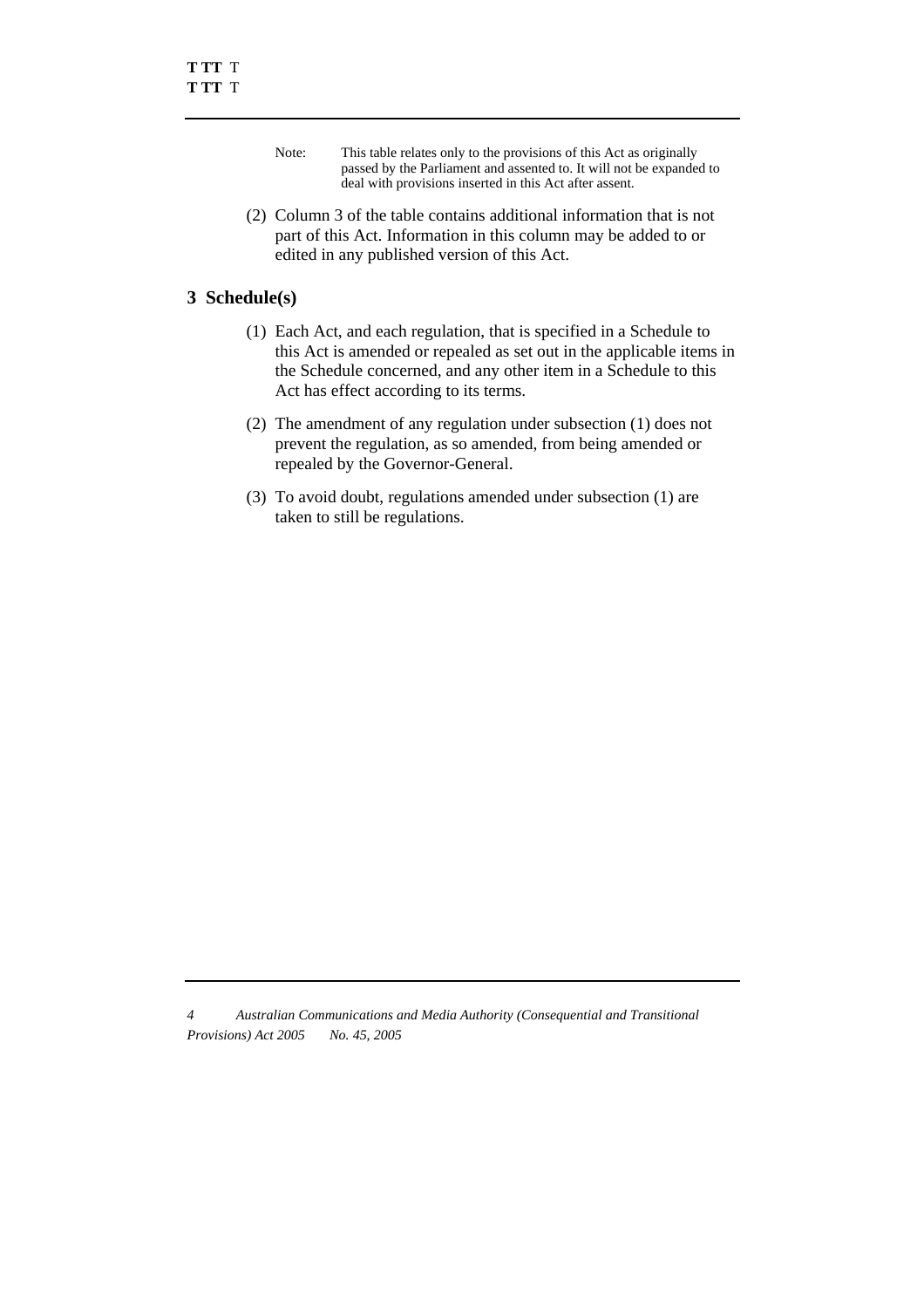Note: This table relates only to the provisions of this Act as originally passed by the Parliament and assented to. It will not be expanded to deal with provisions inserted in this Act after assent.

(2) Column 3 of the table contains additional information that is not part of this Act. Information in this column may be added to or edited in any published version of this Act.

## 3 Schedule(s)

(1) Each Act, and each regulation, that is specified in a Schedule to this Act is amended or repealed as set out in the applicable items in the Schedule concerned, and any other item in a Schedule to this Act has effect according to its terms.

(2) The amendment of any regulation under subsection (1) does not prevent the regulation, as so amended, from being amended or repealed by the Governor-General.

(3) To avoid doubt, regulations amended under subsection (1) are taken to still be regulations.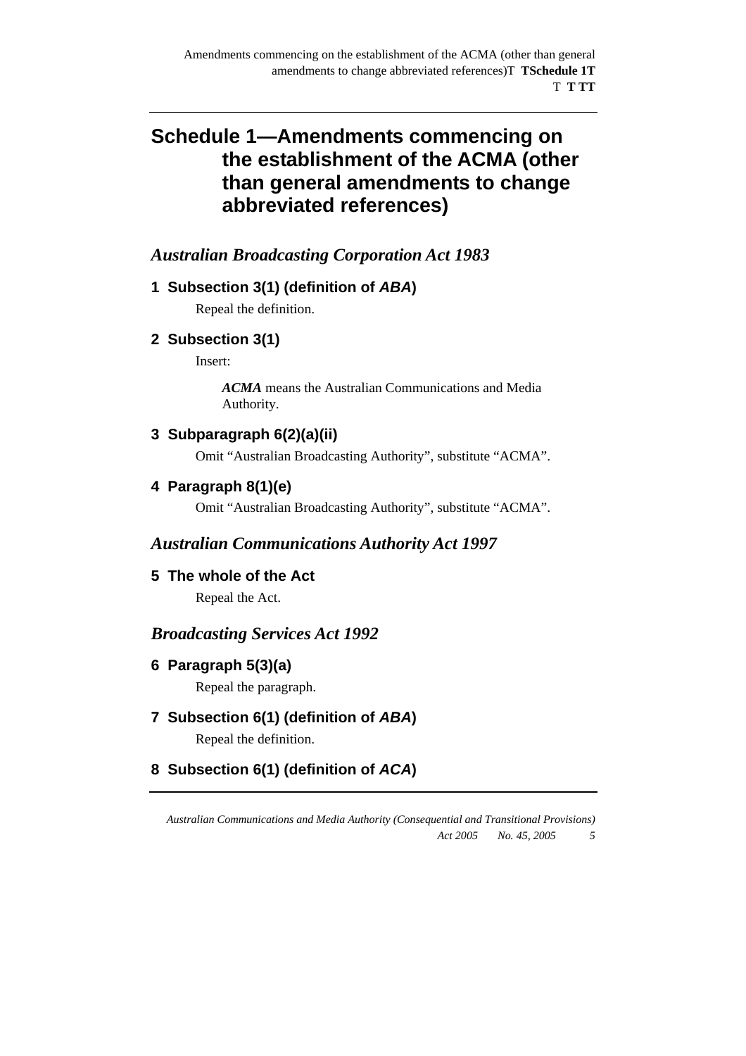# Schedule 1—Amendments commencing on the establishment of the ACMA (other than general amendments to change abbreviated references)

## *Australian Broadcasting Corporation Act 1983*

### 1 Subsection 3(1) (definition of *ABA*)

Repeal the definition.

### 2 Subsection 3(1)

Insert:

> ***ACMA*** means the Australian Communications and Media Authority.

### 3 Subparagraph 6(2)(a)(ii)

Omit "Australian Broadcasting Authority", substitute "ACMA".

### 4 Paragraph 8(1)(e)

Omit "Australian Broadcasting Authority", substitute "ACMA".

## *Australian Communications Authority Act 1997*

### 5 The whole of the Act

Repeal the Act.

## *Broadcasting Services Act 1992*

### 6 Paragraph 5(3)(a)

Repeal the paragraph.

### 7 Subsection 6(1) (definition of *ABA*)

Repeal the definition.

### 8 Subsection 6(1) (definition of *ACA*)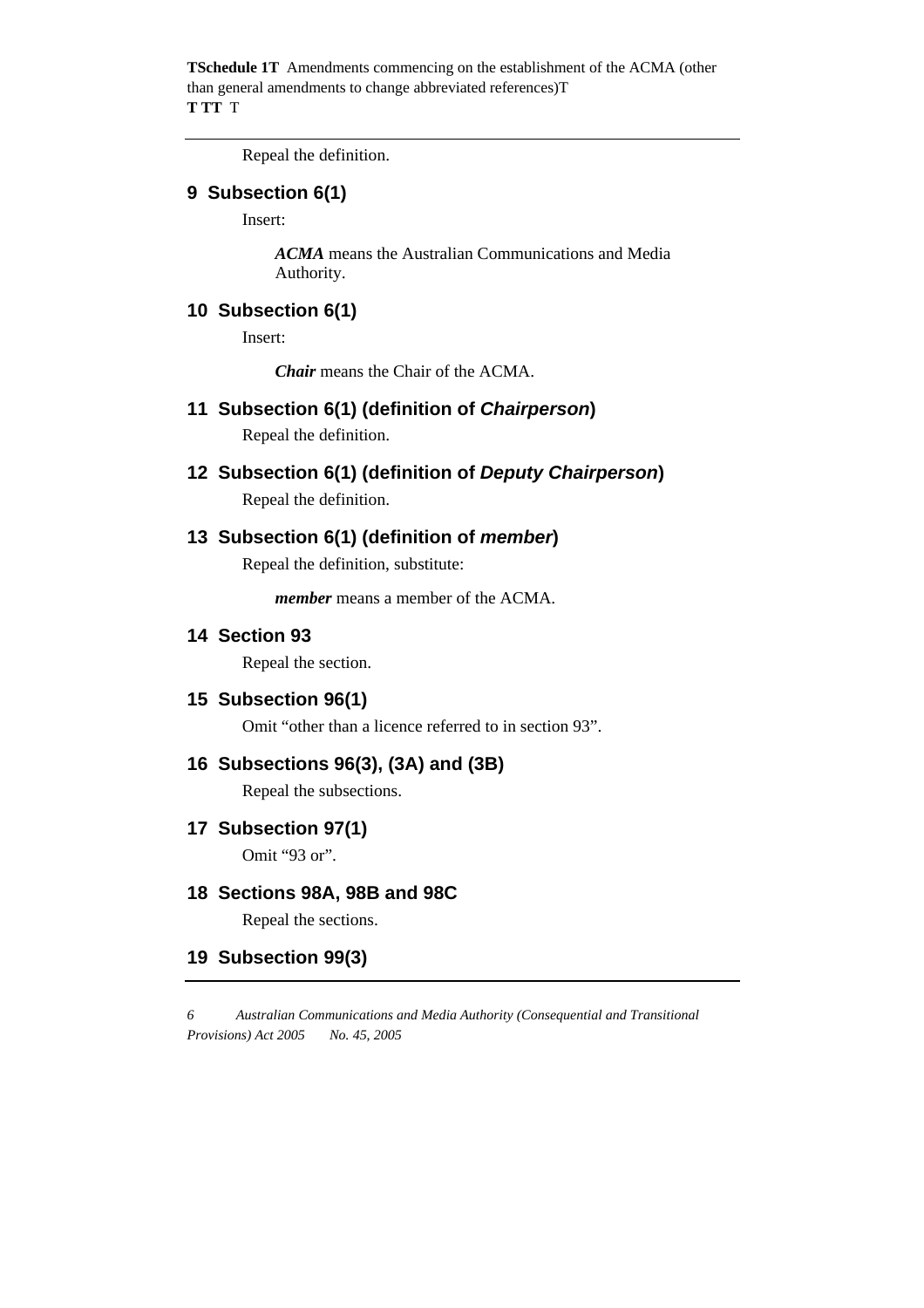Repeal the definition.

### 9 Subsection 6(1)

Insert:

> ***ACMA*** means the Australian Communications and Media Authority.

### 10 Subsection 6(1)

Insert:

> ***Chair*** means the Chair of the ACMA.

### 11 Subsection 6(1) (definition of *Chairperson*)

Repeal the definition.

### 12 Subsection 6(1) (definition of *Deputy Chairperson*)

Repeal the definition.

### 13 Subsection 6(1) (definition of *member*)

Repeal the definition, substitute:

> ***member*** means a member of the ACMA.

### 14 Section 93

Repeal the section.

### 15 Subsection 96(1)

Omit "other than a licence referred to in section 93".

### 16 Subsections 96(3), (3A) and (3B)

Repeal the subsections.

### 17 Subsection 97(1)

Omit "93 or".

### 18 Sections 98A, 98B and 98C

Repeal the sections.

### 19 Subsection 99(3)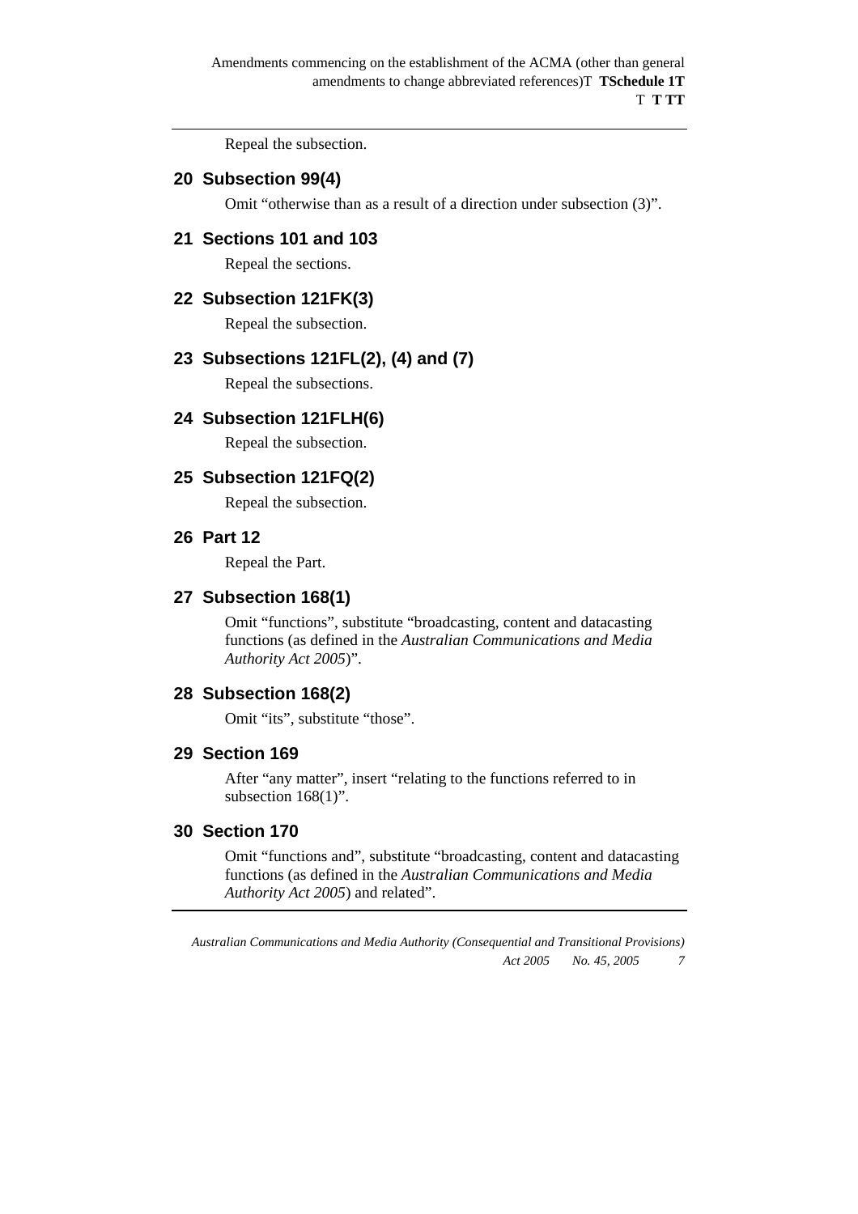Repeal the subsection.

## 20 Subsection 99(4)

Omit "otherwise than as a result of a direction under subsection (3)".

## 21 Sections 101 and 103

Repeal the sections.

## 22 Subsection 121FK(3)

Repeal the subsection.

## 23 Subsections 121FL(2), (4) and (7)

Repeal the subsections.

## 24 Subsection 121FLH(6)

Repeal the subsection.

## 25 Subsection 121FQ(2)

Repeal the subsection.

## 26 Part 12

Repeal the Part.

## 27 Subsection 168(1)

Omit "functions", substitute "broadcasting, content and datacasting functions (as defined in the *Australian Communications and Media Authority Act 2005*)".

## 28 Subsection 168(2)

Omit "its", substitute "those".

## 29 Section 169

After "any matter", insert "relating to the functions referred to in subsection 168(1)".

## 30 Section 170

Omit "functions and", substitute "broadcasting, content and datacasting functions (as defined in the *Australian Communications and Media Authority Act 2005*) and related".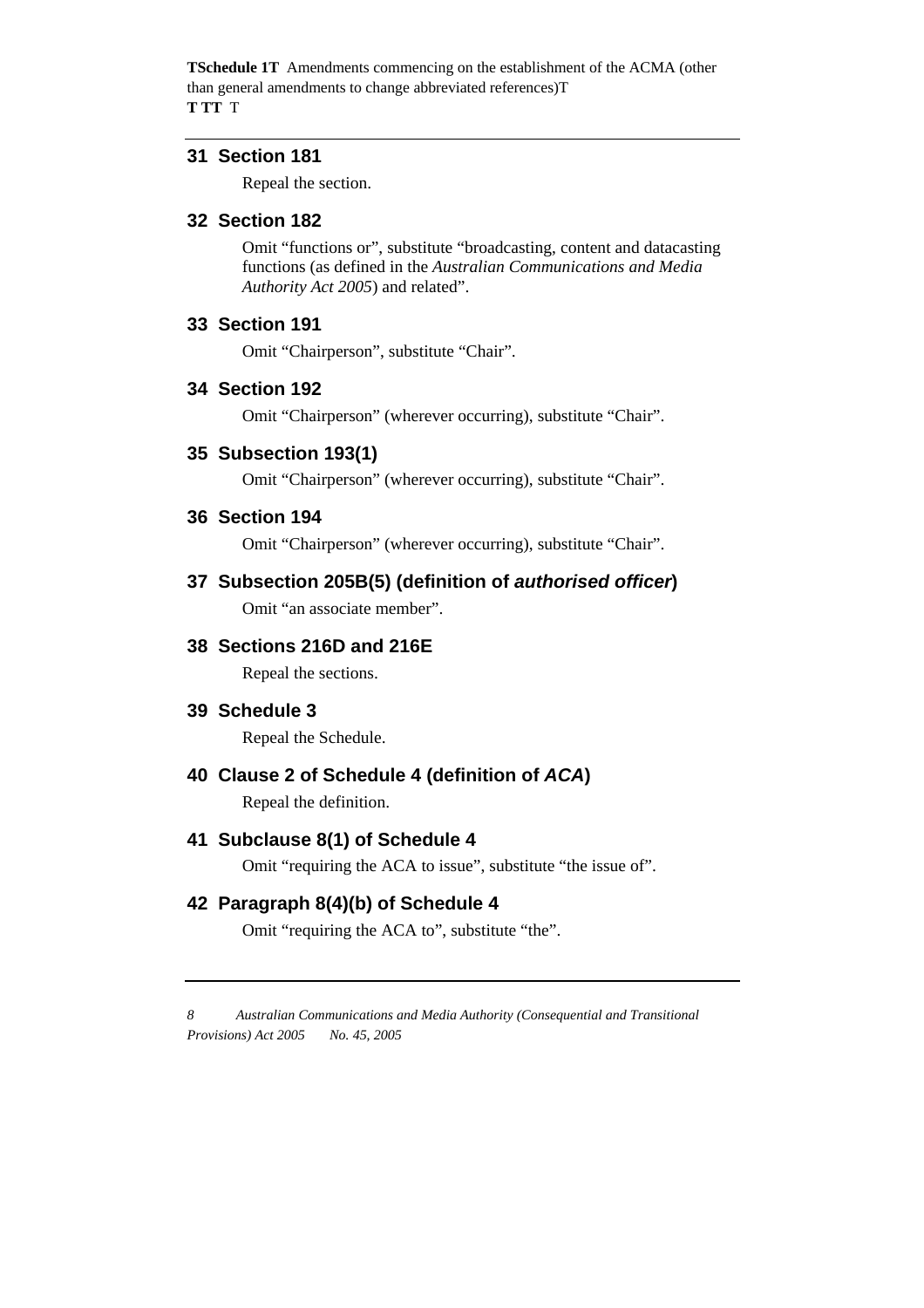## 31 Section 181

Repeal the section.

## 32 Section 182

Omit "functions or", substitute "broadcasting, content and datacasting functions (as defined in the *Australian Communications and Media Authority Act 2005*) and related".

## 33 Section 191

Omit "Chairperson", substitute "Chair".

## 34 Section 192

Omit "Chairperson" (wherever occurring), substitute "Chair".

## 35 Subsection 193(1)

Omit "Chairperson" (wherever occurring), substitute "Chair".

## 36 Section 194

Omit "Chairperson" (wherever occurring), substitute "Chair".

## 37 Subsection 205B(5) (definition of *authorised officer*)

Omit "an associate member".

## 38 Sections 216D and 216E

Repeal the sections.

## 39 Schedule 3

Repeal the Schedule.

## 40 Clause 2 of Schedule 4 (definition of *ACA*)

Repeal the definition.

## 41 Subclause 8(1) of Schedule 4

Omit "requiring the ACA to issue", substitute "the issue of".

## 42 Paragraph 8(4)(b) of Schedule 4

Omit "requiring the ACA to", substitute "the".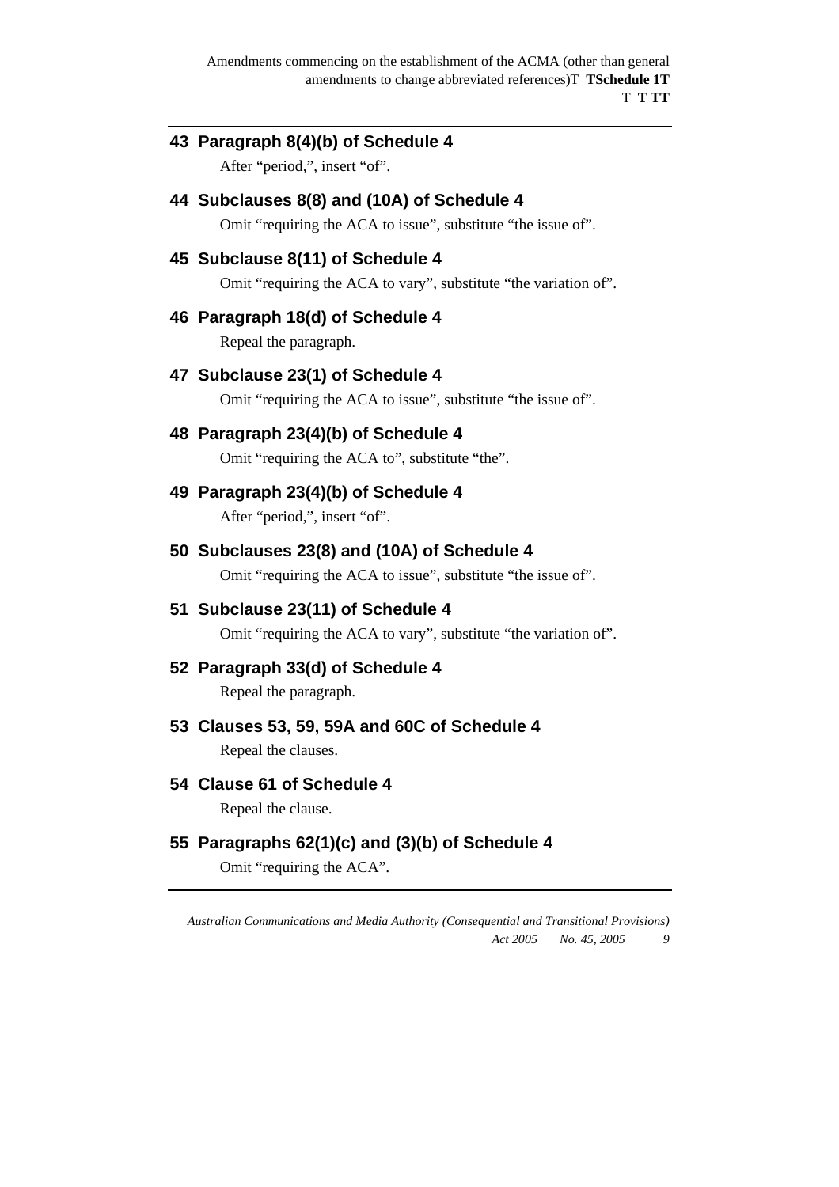## 43 Paragraph 8(4)(b) of Schedule 4

After "period,", insert "of".

## 44 Subclauses 8(8) and (10A) of Schedule 4

Omit "requiring the ACA to issue", substitute "the issue of".

## 45 Subclause 8(11) of Schedule 4

Omit "requiring the ACA to vary", substitute "the variation of".

## 46 Paragraph 18(d) of Schedule 4

Repeal the paragraph.

## 47 Subclause 23(1) of Schedule 4

Omit "requiring the ACA to issue", substitute "the issue of".

## 48 Paragraph 23(4)(b) of Schedule 4

Omit "requiring the ACA to", substitute "the".

## 49 Paragraph 23(4)(b) of Schedule 4

After "period,", insert "of".

## 50 Subclauses 23(8) and (10A) of Schedule 4

Omit "requiring the ACA to issue", substitute "the issue of".

## 51 Subclause 23(11) of Schedule 4

Omit "requiring the ACA to vary", substitute "the variation of".

## 52 Paragraph 33(d) of Schedule 4

Repeal the paragraph.

## 53 Clauses 53, 59, 59A and 60C of Schedule 4

Repeal the clauses.

## 54 Clause 61 of Schedule 4

Repeal the clause.

## 55 Paragraphs 62(1)(c) and (3)(b) of Schedule 4

Omit "requiring the ACA".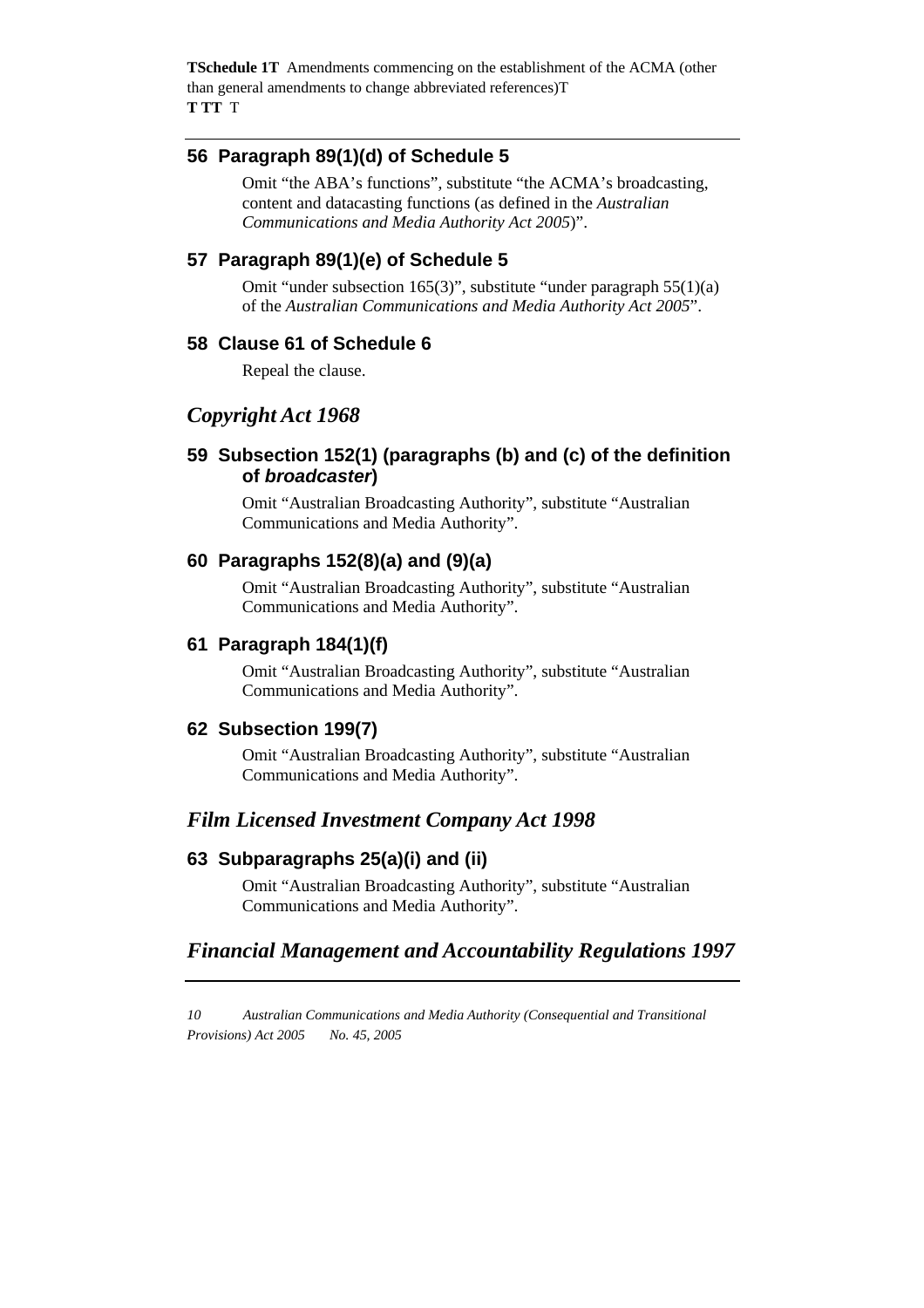### 56 Paragraph 89(1)(d) of Schedule 5

Omit "the ABA's functions", substitute "the ACMA's broadcasting, content and datacasting functions (as defined in the *Australian Communications and Media Authority Act 2005*)".

### 57 Paragraph 89(1)(e) of Schedule 5

Omit "under subsection 165(3)", substitute "under paragraph 55(1)(a) of the *Australian Communications and Media Authority Act 2005*".

### 58 Clause 61 of Schedule 6

Repeal the clause.

## *Copyright Act 1968*

### 59 Subsection 152(1) (paragraphs (b) and (c) of the definition of *broadcaster*)

Omit "Australian Broadcasting Authority", substitute "Australian Communications and Media Authority".

### 60 Paragraphs 152(8)(a) and (9)(a)

Omit "Australian Broadcasting Authority", substitute "Australian Communications and Media Authority".

### 61 Paragraph 184(1)(f)

Omit "Australian Broadcasting Authority", substitute "Australian Communications and Media Authority".

### 62 Subsection 199(7)

Omit "Australian Broadcasting Authority", substitute "Australian Communications and Media Authority".

## *Film Licensed Investment Company Act 1998*

### 63 Subparagraphs 25(a)(i) and (ii)

Omit "Australian Broadcasting Authority", substitute "Australian Communications and Media Authority".

## *Financial Management and Accountability Regulations 1997*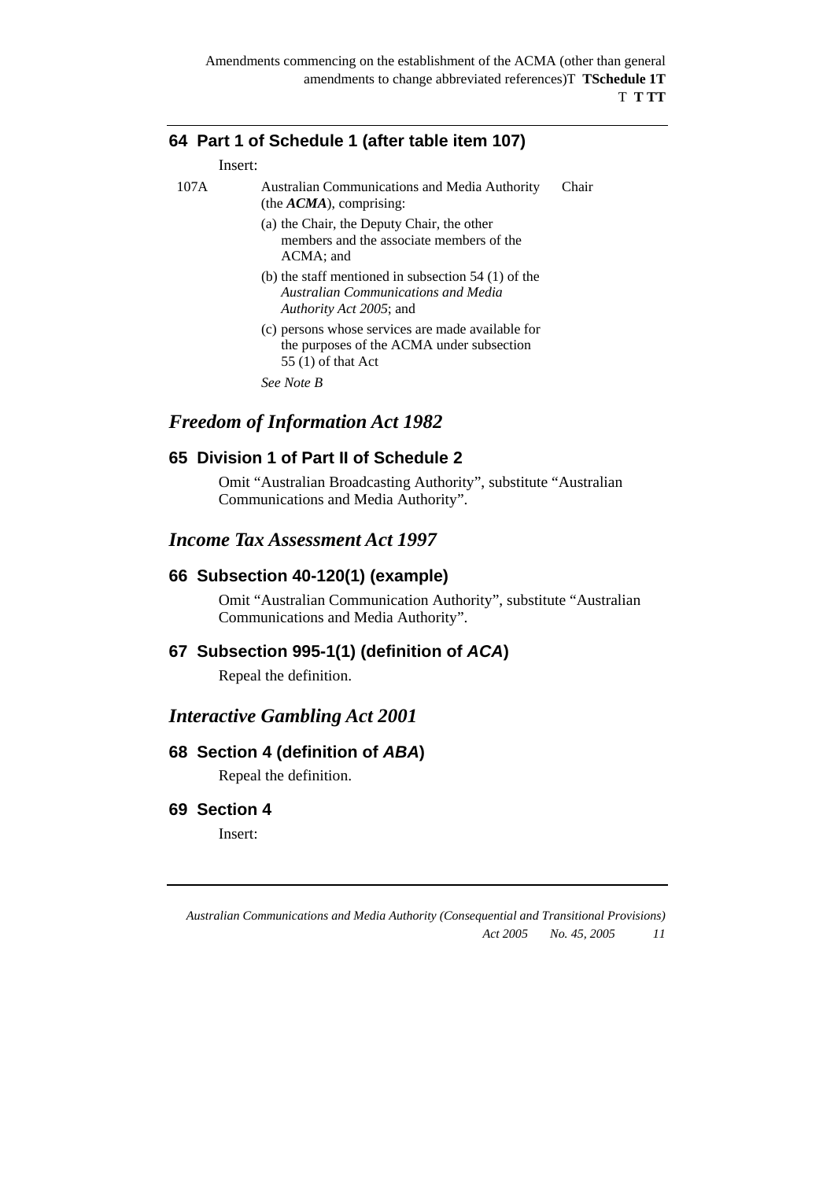## 64 Part 1 of Schedule 1 (after table item 107)

Insert:

| | | |
|---|---|---|
| 107A | Australian Communications and Media Authority (the ***ACMA***), comprising:<br>(a) the Chair, the Deputy Chair, the other members and the associate members of the ACMA; and<br>(b) the staff mentioned in subsection 54 (1) of the *Australian Communications and Media Authority Act 2005*; and<br>(c) persons whose services are made available for the purposes of the ACMA under subsection 55 (1) of that Act<br>*See Note B* | Chair |

# *Freedom of Information Act 1982*

## 65 Division 1 of Part II of Schedule 2

Omit "Australian Broadcasting Authority", substitute "Australian Communications and Media Authority".

# *Income Tax Assessment Act 1997*

## 66 Subsection 40-120(1) (example)

Omit "Australian Communication Authority", substitute "Australian Communications and Media Authority".

## 67 Subsection 995-1(1) (definition of *ACA*)

Repeal the definition.

# *Interactive Gambling Act 2001*

## 68 Section 4 (definition of *ABA*)

Repeal the definition.

## 69 Section 4

Insert: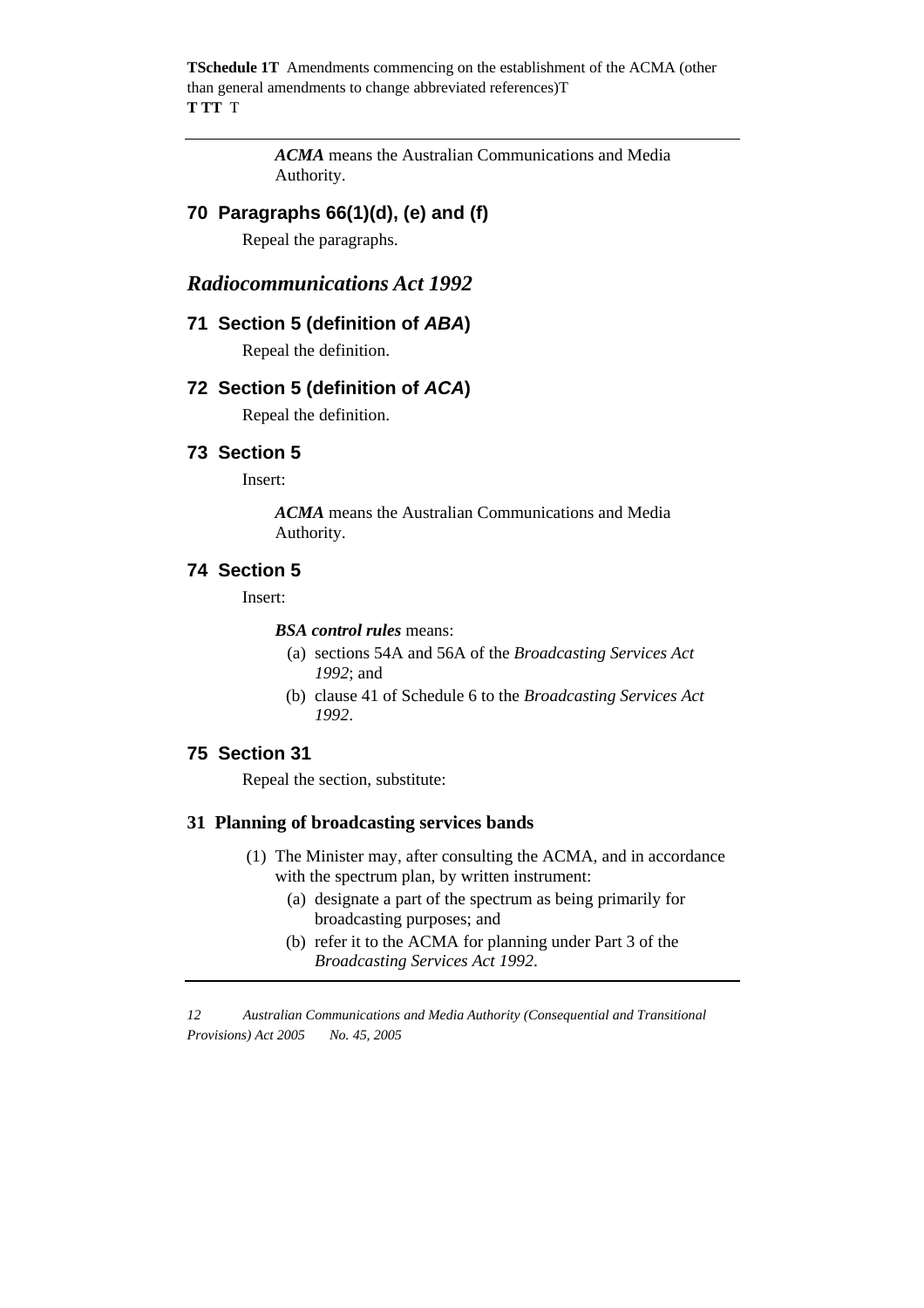***ACMA*** means the Australian Communications and Media Authority.

### 70 Paragraphs 66(1)(d), (e) and (f)

Repeal the paragraphs.

## *Radiocommunications Act 1992*

### 71 Section 5 (definition of *ABA*)

Repeal the definition.

### 72 Section 5 (definition of *ACA*)

Repeal the definition.

### 73 Section 5

Insert:

***ACMA*** means the Australian Communications and Media Authority.

### 74 Section 5

Insert:

***BSA control rules*** means:

(a) sections 54A and 56A of the *Broadcasting Services Act 1992*; and

(b) clause 41 of Schedule 6 to the *Broadcasting Services Act 1992*.

### 75 Section 31

Repeal the section, substitute:

#### 31 Planning of broadcasting services bands

(1) The Minister may, after consulting the ACMA, and in accordance with the spectrum plan, by written instrument:

(a) designate a part of the spectrum as being primarily for broadcasting purposes; and

(b) refer it to the ACMA for planning under Part 3 of the *Broadcasting Services Act 1992*.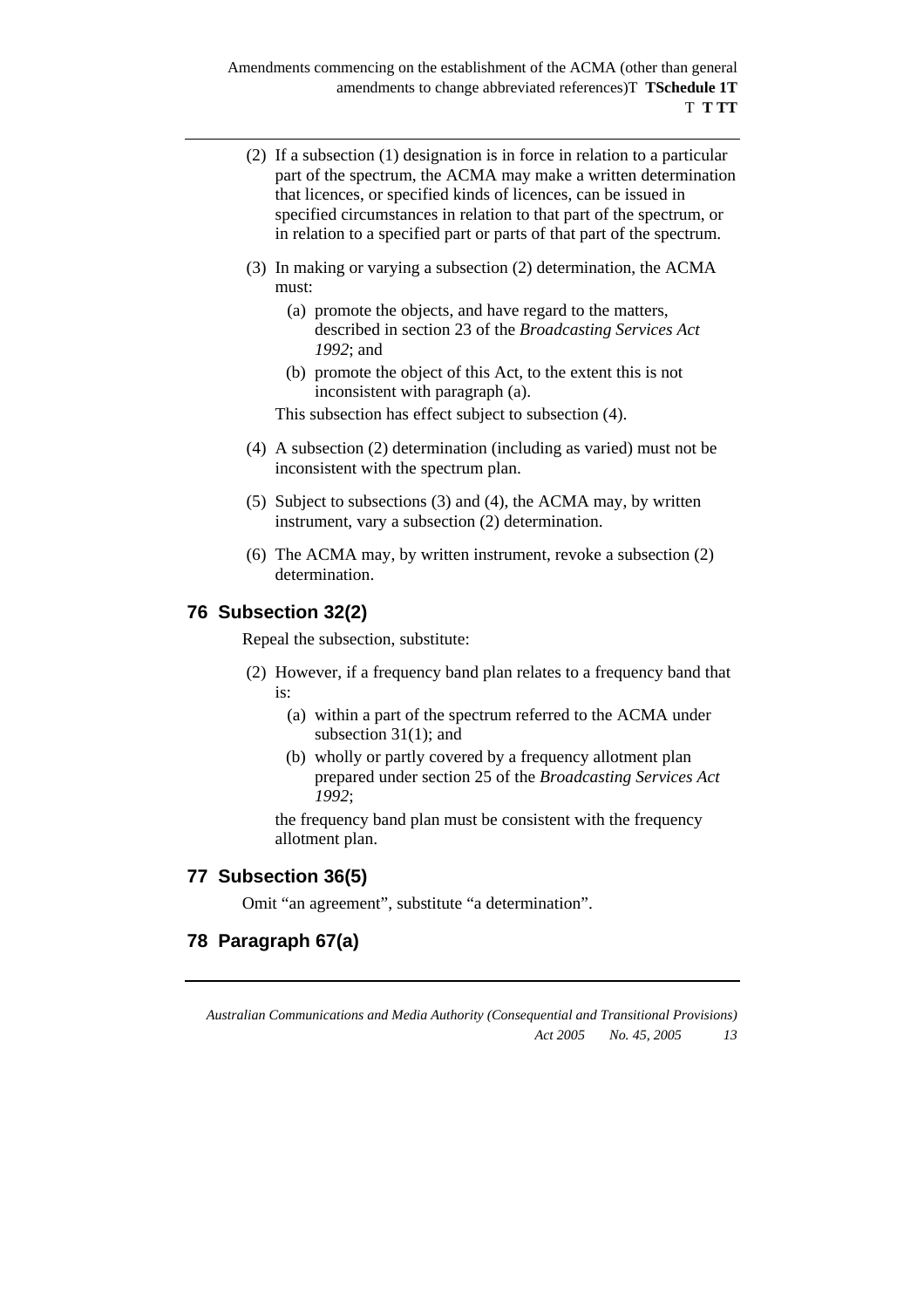(2) If a subsection (1) designation is in force in relation to a particular part of the spectrum, the ACMA may make a written determination that licences, or specified kinds of licences, can be issued in specified circumstances in relation to that part of the spectrum, or in relation to a specified part or parts of that part of the spectrum.

(3) In making or varying a subsection (2) determination, the ACMA must:

(a) promote the objects, and have regard to the matters, described in section 23 of the *Broadcasting Services Act 1992*; and

(b) promote the object of this Act, to the extent this is not inconsistent with paragraph (a).

This subsection has effect subject to subsection (4).

(4) A subsection (2) determination (including as varied) must not be inconsistent with the spectrum plan.

(5) Subject to subsections (3) and (4), the ACMA may, by written instrument, vary a subsection (2) determination.

(6) The ACMA may, by written instrument, revoke a subsection (2) determination.

## 76 Subsection 32(2)

Repeal the subsection, substitute:

(2) However, if a frequency band plan relates to a frequency band that is:

(a) within a part of the spectrum referred to the ACMA under subsection 31(1); and

(b) wholly or partly covered by a frequency allotment plan prepared under section 25 of the *Broadcasting Services Act 1992*;

the frequency band plan must be consistent with the frequency allotment plan.

## 77 Subsection 36(5)

Omit "an agreement", substitute "a determination".

## 78 Paragraph 67(a)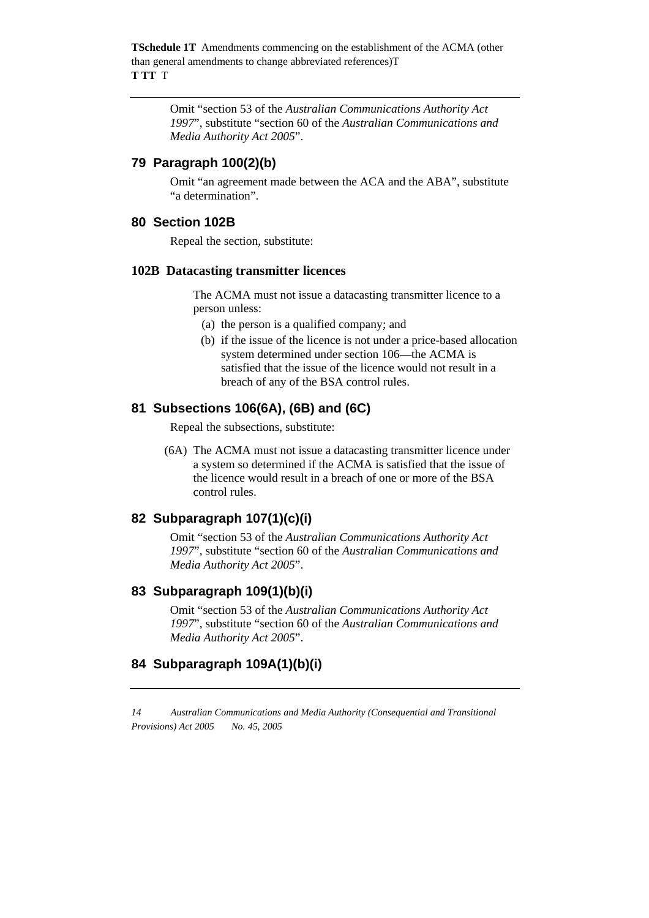Omit "section 53 of the *Australian Communications Authority Act 1997*", substitute "section 60 of the *Australian Communications and Media Authority Act 2005*".

## 79 Paragraph 100(2)(b)

Omit "an agreement made between the ACA and the ABA", substitute "a determination".

## 80 Section 102B

Repeal the section, substitute:

### 102B Datacasting transmitter licences

The ACMA must not issue a datacasting transmitter licence to a person unless:

(a) the person is a qualified company; and

(b) if the issue of the licence is not under a price-based allocation system determined under section 106—the ACMA is satisfied that the issue of the licence would not result in a breach of any of the BSA control rules.

## 81 Subsections 106(6A), (6B) and (6C)

Repeal the subsections, substitute:

(6A) The ACMA must not issue a datacasting transmitter licence under a system so determined if the ACMA is satisfied that the issue of the licence would result in a breach of one or more of the BSA control rules.

## 82 Subparagraph 107(1)(c)(i)

Omit "section 53 of the *Australian Communications Authority Act 1997*", substitute "section 60 of the *Australian Communications and Media Authority Act 2005*".

## 83 Subparagraph 109(1)(b)(i)

Omit "section 53 of the *Australian Communications Authority Act 1997*", substitute "section 60 of the *Australian Communications and Media Authority Act 2005*".

## 84 Subparagraph 109A(1)(b)(i)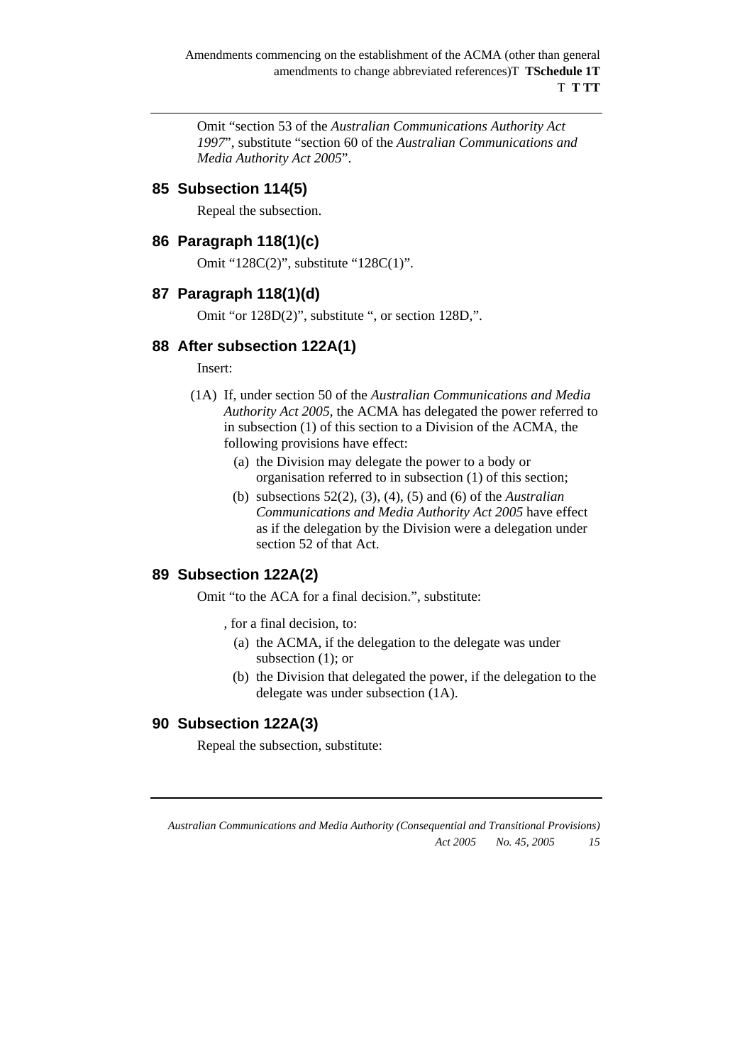Omit "section 53 of the *Australian Communications Authority Act 1997*", substitute "section 60 of the *Australian Communications and Media Authority Act 2005*".

## 85 Subsection 114(5)

Repeal the subsection.

## 86 Paragraph 118(1)(c)

Omit "128C(2)", substitute "128C(1)".

## 87 Paragraph 118(1)(d)

Omit "or 128D(2)", substitute ", or section 128D,".

## 88 After subsection 122A(1)

Insert:

(1A) If, under section 50 of the *Australian Communications and Media Authority Act 2005*, the ACMA has delegated the power referred to in subsection (1) of this section to a Division of the ACMA, the following provisions have effect:

- (a) the Division may delegate the power to a body or organisation referred to in subsection (1) of this section;
- (b) subsections 52(2), (3), (4), (5) and (6) of the *Australian Communications and Media Authority Act 2005* have effect as if the delegation by the Division were a delegation under section 52 of that Act.

## 89 Subsection 122A(2)

Omit "to the ACA for a final decision.", substitute:

, for a final decision, to:

- (a) the ACMA, if the delegation to the delegate was under subsection (1); or
- (b) the Division that delegated the power, if the delegation to the delegate was under subsection (1A).

## 90 Subsection 122A(3)

Repeal the subsection, substitute: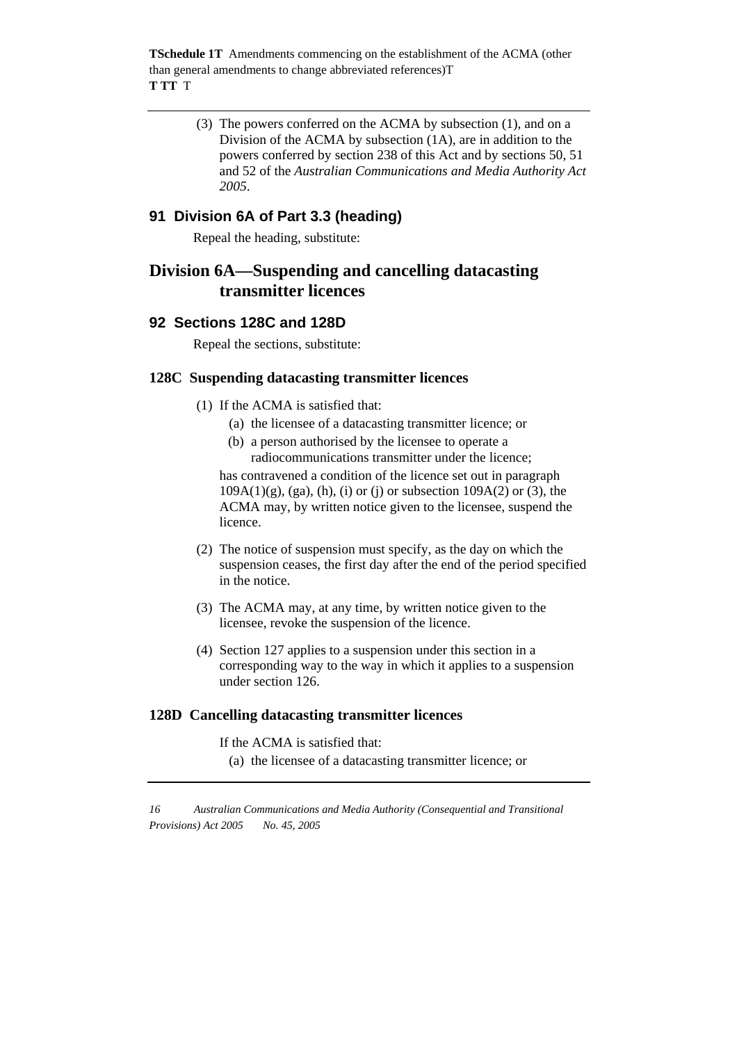(3) The powers conferred on the ACMA by subsection (1), and on a Division of the ACMA by subsection (1A), are in addition to the powers conferred by section 238 of this Act and by sections 50, 51 and 52 of the *Australian Communications and Media Authority Act 2005*.

### 91 Division 6A of Part 3.3 (heading)

Repeal the heading, substitute:

## Division 6A—Suspending and cancelling datacasting transmitter licences

### 92 Sections 128C and 128D

Repeal the sections, substitute:

#### 128C Suspending datacasting transmitter licences

(1) If the ACMA is satisfied that:

(a) the licensee of a datacasting transmitter licence; or

(b) a person authorised by the licensee to operate a radiocommunications transmitter under the licence;

has contravened a condition of the licence set out in paragraph 109A(1)(g), (ga), (h), (i) or (j) or subsection 109A(2) or (3), the ACMA may, by written notice given to the licensee, suspend the licence.

(2) The notice of suspension must specify, as the day on which the suspension ceases, the first day after the end of the period specified in the notice.

(3) The ACMA may, at any time, by written notice given to the licensee, revoke the suspension of the licence.

(4) Section 127 applies to a suspension under this section in a corresponding way to the way in which it applies to a suspension under section 126.

#### 128D Cancelling datacasting transmitter licences

If the ACMA is satisfied that:

(a) the licensee of a datacasting transmitter licence; or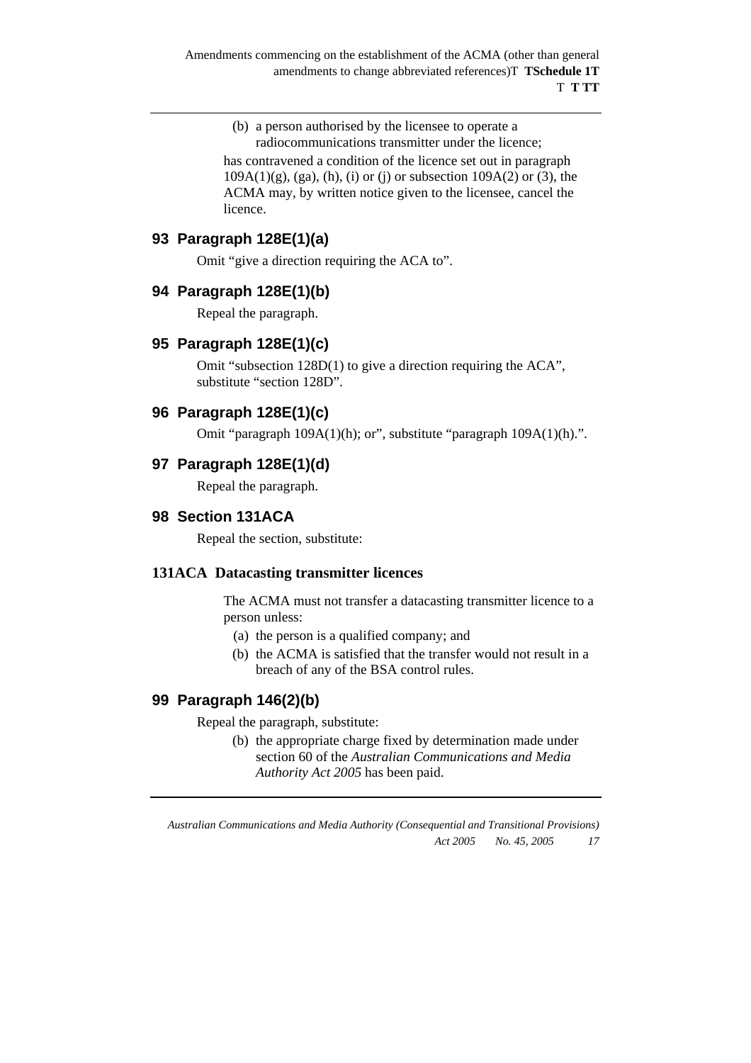(b) a person authorised by the licensee to operate a radiocommunications transmitter under the licence;

has contravened a condition of the licence set out in paragraph 109A(1)(g), (ga), (h), (i) or (j) or subsection 109A(2) or (3), the ACMA may, by written notice given to the licensee, cancel the licence.

## 93 Paragraph 128E(1)(a)

Omit "give a direction requiring the ACA to".

## 94 Paragraph 128E(1)(b)

Repeal the paragraph.

## 95 Paragraph 128E(1)(c)

Omit "subsection 128D(1) to give a direction requiring the ACA", substitute "section 128D".

## 96 Paragraph 128E(1)(c)

Omit "paragraph 109A(1)(h); or", substitute "paragraph 109A(1)(h).".

## 97 Paragraph 128E(1)(d)

Repeal the paragraph.

## 98 Section 131ACA

Repeal the section, substitute:

### 131ACA Datacasting transmitter licences

The ACMA must not transfer a datacasting transmitter licence to a person unless:

(a) the person is a qualified company; and

(b) the ACMA is satisfied that the transfer would not result in a breach of any of the BSA control rules.

## 99 Paragraph 146(2)(b)

Repeal the paragraph, substitute:

(b) the appropriate charge fixed by determination made under section 60 of the *Australian Communications and Media Authority Act 2005* has been paid.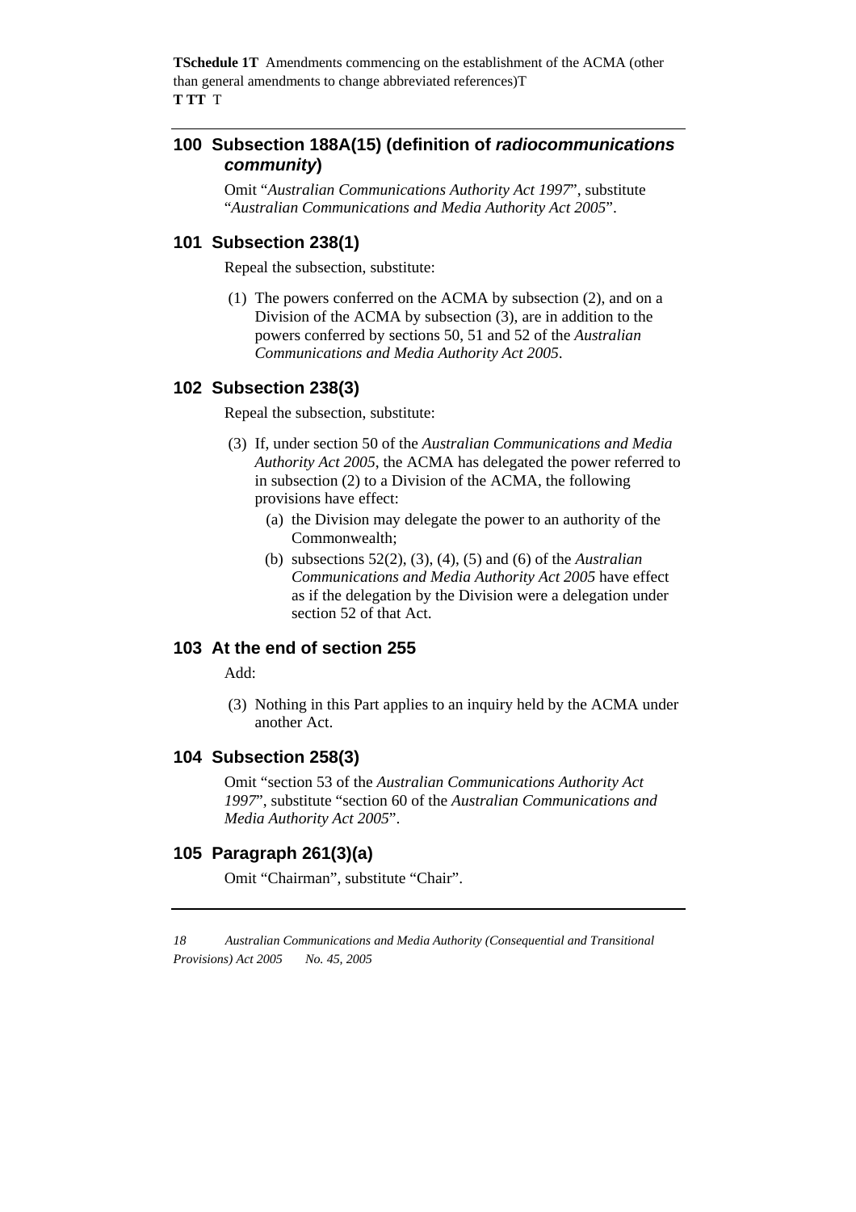## 100 Subsection 188A(15) (definition of *radiocommunications community*)

Omit "*Australian Communications Authority Act 1997*", substitute "*Australian Communications and Media Authority Act 2005*".

## 101 Subsection 238(1)

Repeal the subsection, substitute:

(1) The powers conferred on the ACMA by subsection (2), and on a Division of the ACMA by subsection (3), are in addition to the powers conferred by sections 50, 51 and 52 of the *Australian Communications and Media Authority Act 2005*.

## 102 Subsection 238(3)

Repeal the subsection, substitute:

(3) If, under section 50 of the *Australian Communications and Media Authority Act 2005*, the ACMA has delegated the power referred to in subsection (2) to a Division of the ACMA, the following provisions have effect:

- (a) the Division may delegate the power to an authority of the Commonwealth;
- (b) subsections 52(2), (3), (4), (5) and (6) of the *Australian Communications and Media Authority Act 2005* have effect as if the delegation by the Division were a delegation under section 52 of that Act.

## 103 At the end of section 255

Add:

(3) Nothing in this Part applies to an inquiry held by the ACMA under another Act.

## 104 Subsection 258(3)

Omit "section 53 of the *Australian Communications Authority Act 1997*", substitute "section 60 of the *Australian Communications and Media Authority Act 2005*".

## 105 Paragraph 261(3)(a)

Omit "Chairman", substitute "Chair".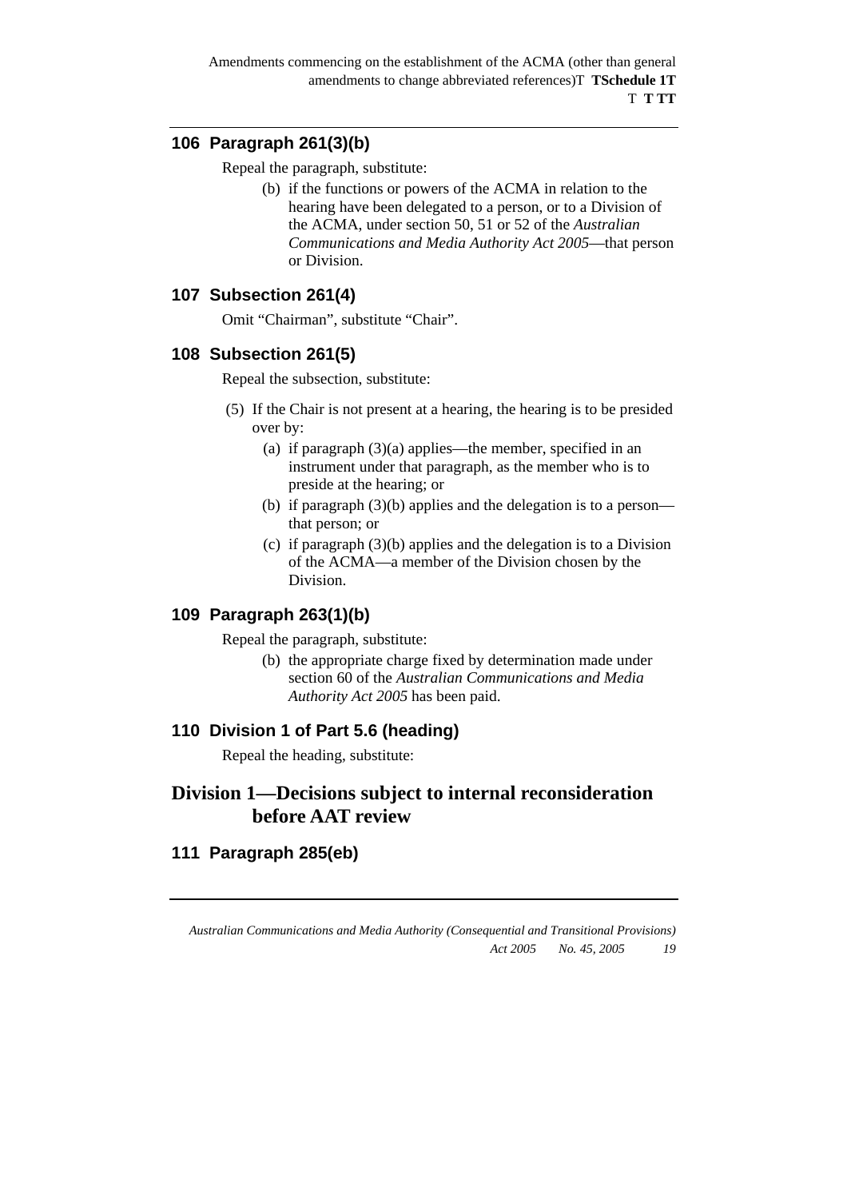## 106 Paragraph 261(3)(b)

Repeal the paragraph, substitute:

(b) if the functions or powers of the ACMA in relation to the hearing have been delegated to a person, or to a Division of the ACMA, under section 50, 51 or 52 of the *Australian Communications and Media Authority Act 2005*—that person or Division.

## 107 Subsection 261(4)

Omit "Chairman", substitute "Chair".

## 108 Subsection 261(5)

Repeal the subsection, substitute:

(5) If the Chair is not present at a hearing, the hearing is to be presided over by:

(a) if paragraph (3)(a) applies—the member, specified in an instrument under that paragraph, as the member who is to preside at the hearing; or

(b) if paragraph (3)(b) applies and the delegation is to a person—that person; or

(c) if paragraph (3)(b) applies and the delegation is to a Division of the ACMA—a member of the Division chosen by the Division.

## 109 Paragraph 263(1)(b)

Repeal the paragraph, substitute:

(b) the appropriate charge fixed by determination made under section 60 of the *Australian Communications and Media Authority Act 2005* has been paid.

## 110 Division 1 of Part 5.6 (heading)

Repeal the heading, substitute:

# Division 1—Decisions subject to internal reconsideration before AAT review

## 111 Paragraph 285(eb)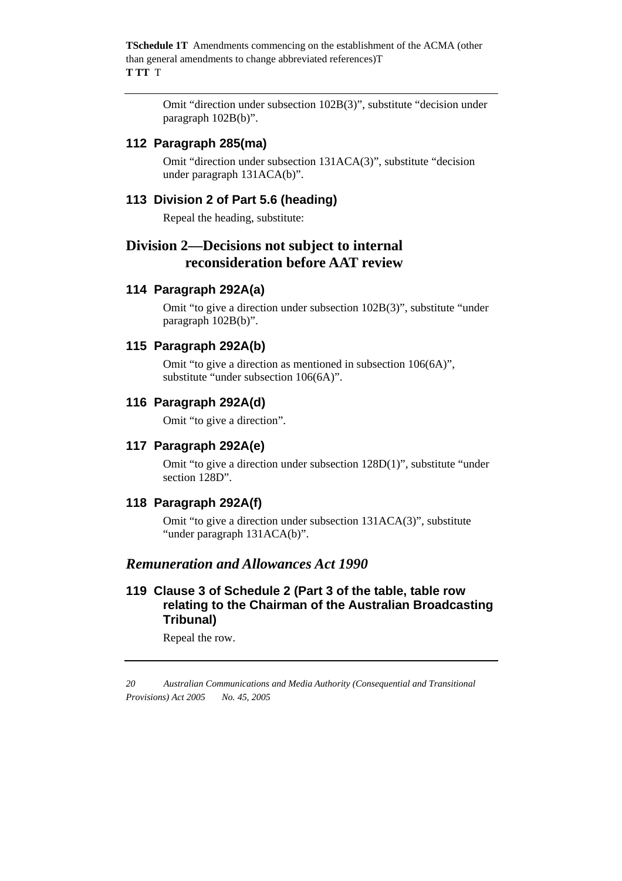Omit "direction under subsection 102B(3)", substitute "decision under paragraph 102B(b)".

### 112 Paragraph 285(ma)

Omit "direction under subsection 131ACA(3)", substitute "decision under paragraph 131ACA(b)".

### 113 Division 2 of Part 5.6 (heading)

Repeal the heading, substitute:

## Division 2—Decisions not subject to internal reconsideration before AAT review

### 114 Paragraph 292A(a)

Omit "to give a direction under subsection 102B(3)", substitute "under paragraph 102B(b)".

### 115 Paragraph 292A(b)

Omit "to give a direction as mentioned in subsection 106(6A)", substitute "under subsection 106(6A)".

### 116 Paragraph 292A(d)

Omit "to give a direction".

### 117 Paragraph 292A(e)

Omit "to give a direction under subsection 128D(1)", substitute "under section 128D".

### 118 Paragraph 292A(f)

Omit "to give a direction under subsection 131ACA(3)", substitute "under paragraph 131ACA(b)".

## *Remuneration and Allowances Act 1990*

### 119 Clause 3 of Schedule 2 (Part 3 of the table, table row relating to the Chairman of the Australian Broadcasting Tribunal)

Repeal the row.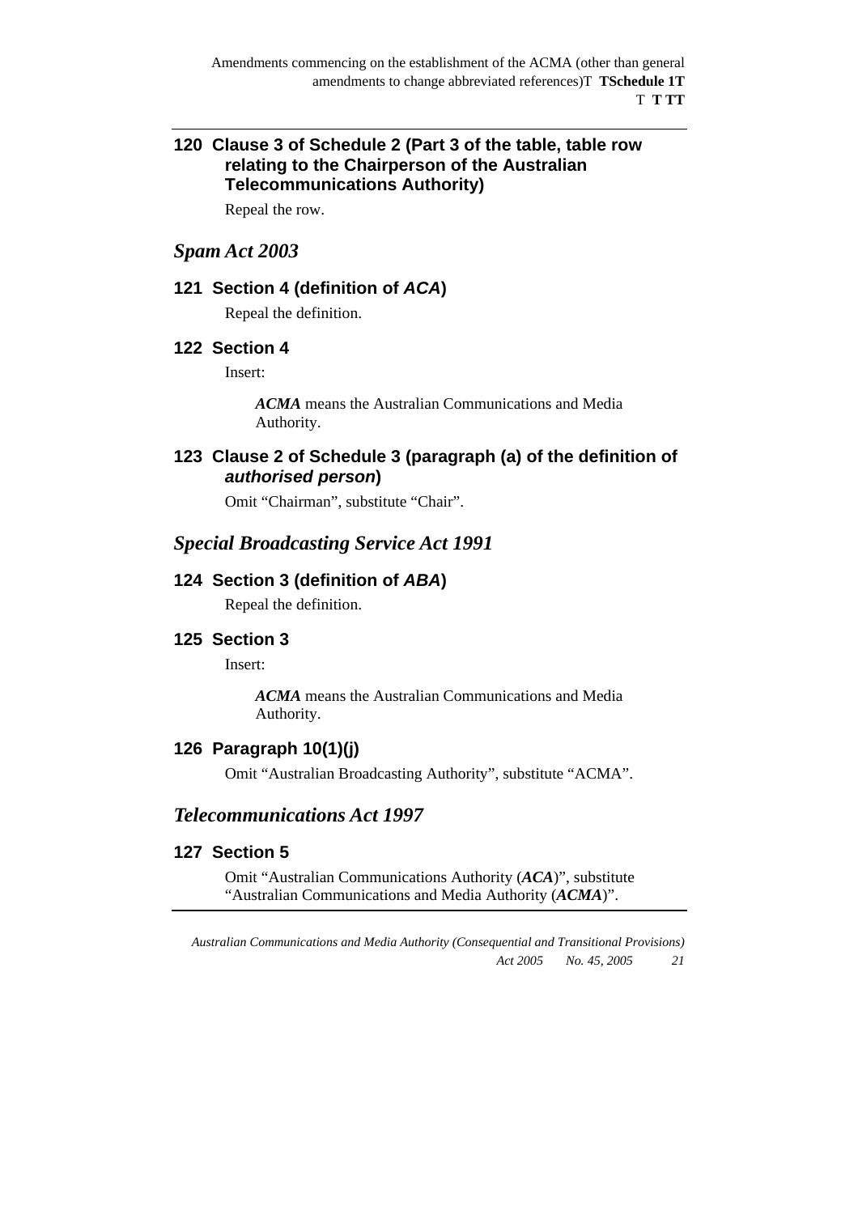### 120 Clause 3 of Schedule 2 (Part 3 of the table, table row relating to the Chairperson of the Australian Telecommunications Authority)

Repeal the row.

## *Spam Act 2003*

### 121 Section 4 (definition of *ACA*)

Repeal the definition.

### 122 Section 4

Insert:

> ***ACMA*** means the Australian Communications and Media Authority.

### 123 Clause 2 of Schedule 3 (paragraph (a) of the definition of *authorised person*)

Omit "Chairman", substitute "Chair".

## *Special Broadcasting Service Act 1991*

### 124 Section 3 (definition of *ABA*)

Repeal the definition.

### 125 Section 3

Insert:

> ***ACMA*** means the Australian Communications and Media Authority.

### 126 Paragraph 10(1)(j)

Omit "Australian Broadcasting Authority", substitute "ACMA".

## *Telecommunications Act 1997*

### 127 Section 5

Omit "Australian Communications Authority (***ACA***)", substitute "Australian Communications and Media Authority (***ACMA***)".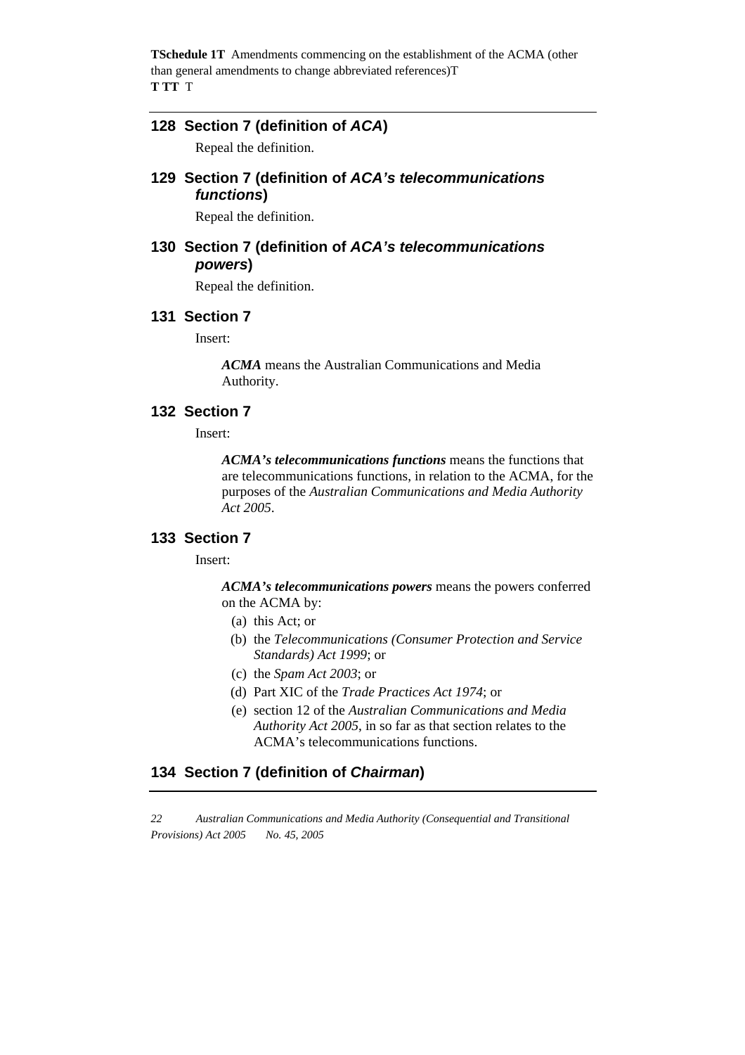## 128 Section 7 (definition of *ACA*)

Repeal the definition.

## 129 Section 7 (definition of *ACA's telecommunications functions*)

Repeal the definition.

## 130 Section 7 (definition of *ACA's telecommunications powers*)

Repeal the definition.

## 131 Section 7

Insert:

> ***ACMA*** means the Australian Communications and Media Authority.

## 132 Section 7

Insert:

> ***ACMA's telecommunications functions*** means the functions that are telecommunications functions, in relation to the ACMA, for the purposes of the *Australian Communications and Media Authority Act 2005*.

## 133 Section 7

Insert:

> ***ACMA's telecommunications powers*** means the powers conferred on the ACMA by:
>
> (a) this Act; or
>
> (b) the *Telecommunications (Consumer Protection and Service Standards) Act 1999*; or
>
> (c) the *Spam Act 2003*; or
>
> (d) Part XIC of the *Trade Practices Act 1974*; or
>
> (e) section 12 of the *Australian Communications and Media Authority Act 2005*, in so far as that section relates to the ACMA's telecommunications functions.

## 134 Section 7 (definition of *Chairman*)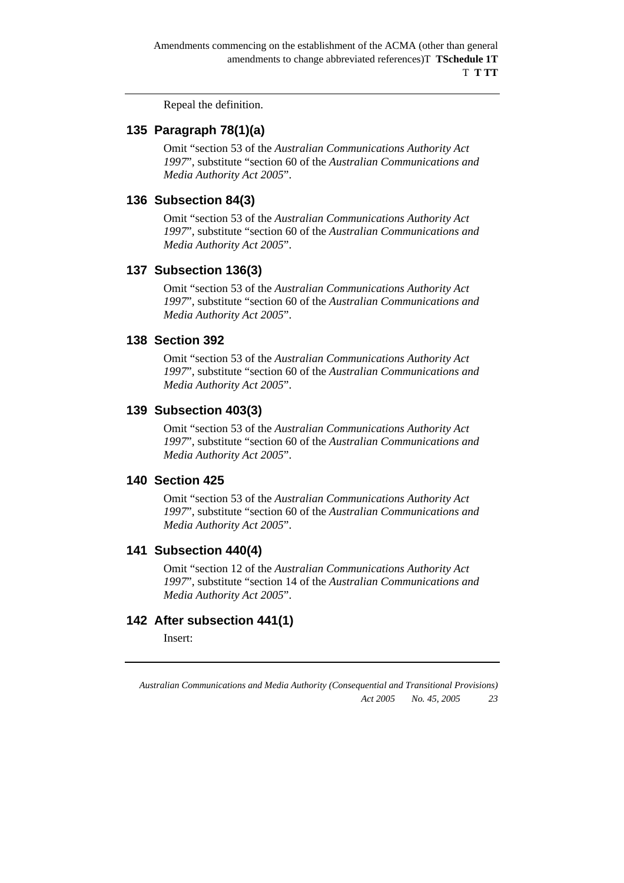Repeal the definition.

## 135 Paragraph 78(1)(a)

Omit "section 53 of the *Australian Communications Authority Act 1997*", substitute "section 60 of the *Australian Communications and Media Authority Act 2005*".

## 136 Subsection 84(3)

Omit "section 53 of the *Australian Communications Authority Act 1997*", substitute "section 60 of the *Australian Communications and Media Authority Act 2005*".

## 137 Subsection 136(3)

Omit "section 53 of the *Australian Communications Authority Act 1997*", substitute "section 60 of the *Australian Communications and Media Authority Act 2005*".

## 138 Section 392

Omit "section 53 of the *Australian Communications Authority Act 1997*", substitute "section 60 of the *Australian Communications and Media Authority Act 2005*".

## 139 Subsection 403(3)

Omit "section 53 of the *Australian Communications Authority Act 1997*", substitute "section 60 of the *Australian Communications and Media Authority Act 2005*".

## 140 Section 425

Omit "section 53 of the *Australian Communications Authority Act 1997*", substitute "section 60 of the *Australian Communications and Media Authority Act 2005*".

## 141 Subsection 440(4)

Omit "section 12 of the *Australian Communications Authority Act 1997*", substitute "section 14 of the *Australian Communications and Media Authority Act 2005*".

## 142 After subsection 441(1)

Insert: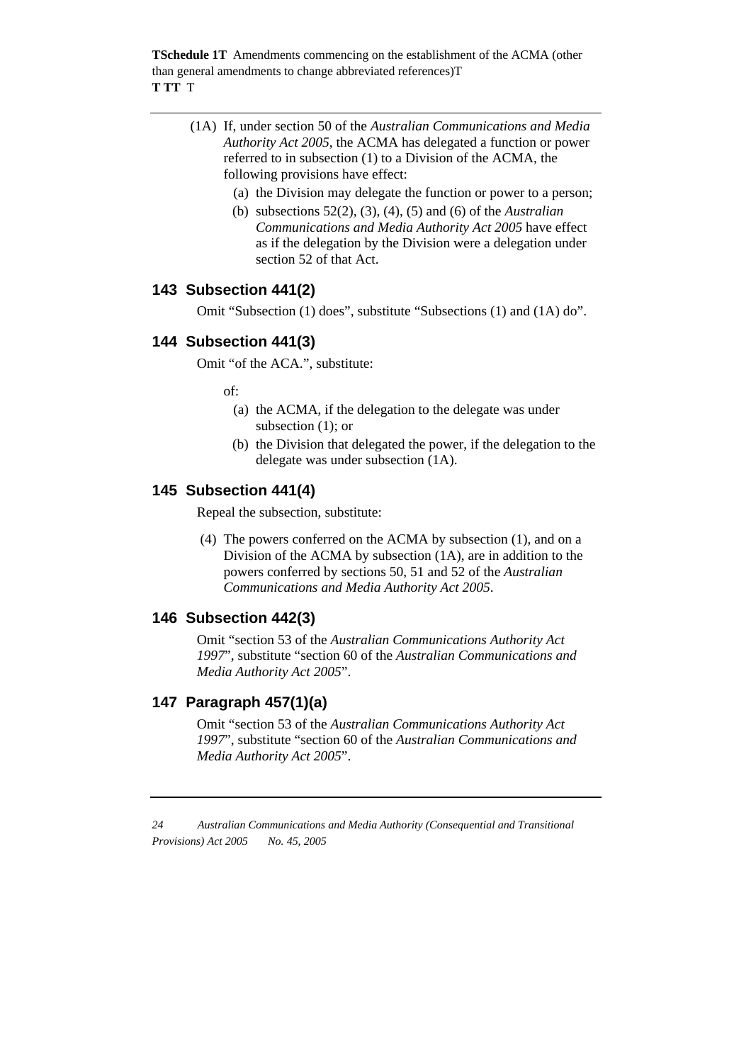(1A) If, under section 50 of the *Australian Communications and Media Authority Act 2005*, the ACMA has delegated a function or power referred to in subsection (1) to a Division of the ACMA, the following provisions have effect:

(a) the Division may delegate the function or power to a person;

(b) subsections 52(2), (3), (4), (5) and (6) of the *Australian Communications and Media Authority Act 2005* have effect as if the delegation by the Division were a delegation under section 52 of that Act.

## 143 Subsection 441(2)

Omit "Subsection (1) does", substitute "Subsections (1) and (1A) do".

## 144 Subsection 441(3)

Omit "of the ACA.", substitute:

of:

(a) the ACMA, if the delegation to the delegate was under subsection (1); or

(b) the Division that delegated the power, if the delegation to the delegate was under subsection (1A).

## 145 Subsection 441(4)

Repeal the subsection, substitute:

(4) The powers conferred on the ACMA by subsection (1), and on a Division of the ACMA by subsection (1A), are in addition to the powers conferred by sections 50, 51 and 52 of the *Australian Communications and Media Authority Act 2005*.

## 146 Subsection 442(3)

Omit "section 53 of the *Australian Communications Authority Act 1997*", substitute "section 60 of the *Australian Communications and Media Authority Act 2005*".

## 147 Paragraph 457(1)(a)

Omit "section 53 of the *Australian Communications Authority Act 1997*", substitute "section 60 of the *Australian Communications and Media Authority Act 2005*".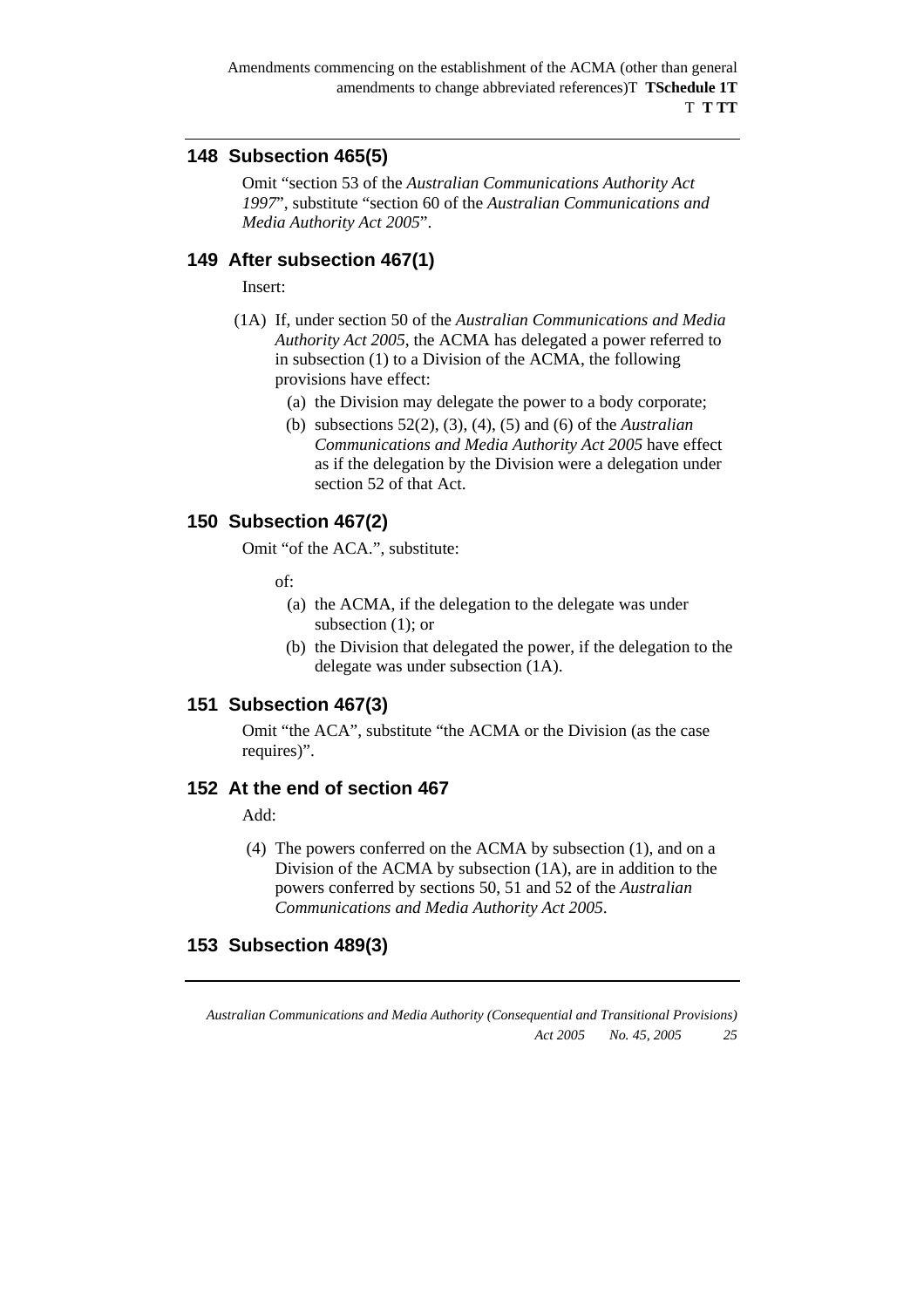## 148 Subsection 465(5)

Omit "section 53 of the *Australian Communications Authority Act 1997*", substitute "section 60 of the *Australian Communications and Media Authority Act 2005*".

## 149 After subsection 467(1)

Insert:

(1A) If, under section 50 of the *Australian Communications and Media Authority Act 2005*, the ACMA has delegated a power referred to in subsection (1) to a Division of the ACMA, the following provisions have effect:

- (a) the Division may delegate the power to a body corporate;
- (b) subsections 52(2), (3), (4), (5) and (6) of the *Australian Communications and Media Authority Act 2005* have effect as if the delegation by the Division were a delegation under section 52 of that Act.

## 150 Subsection 467(2)

Omit "of the ACA.", substitute:

of:

- (a) the ACMA, if the delegation to the delegate was under subsection (1); or
- (b) the Division that delegated the power, if the delegation to the delegate was under subsection (1A).

## 151 Subsection 467(3)

Omit "the ACA", substitute "the ACMA or the Division (as the case requires)".

## 152 At the end of section 467

Add:

(4) The powers conferred on the ACMA by subsection (1), and on a Division of the ACMA by subsection (1A), are in addition to the powers conferred by sections 50, 51 and 52 of the *Australian Communications and Media Authority Act 2005*.

## 153 Subsection 489(3)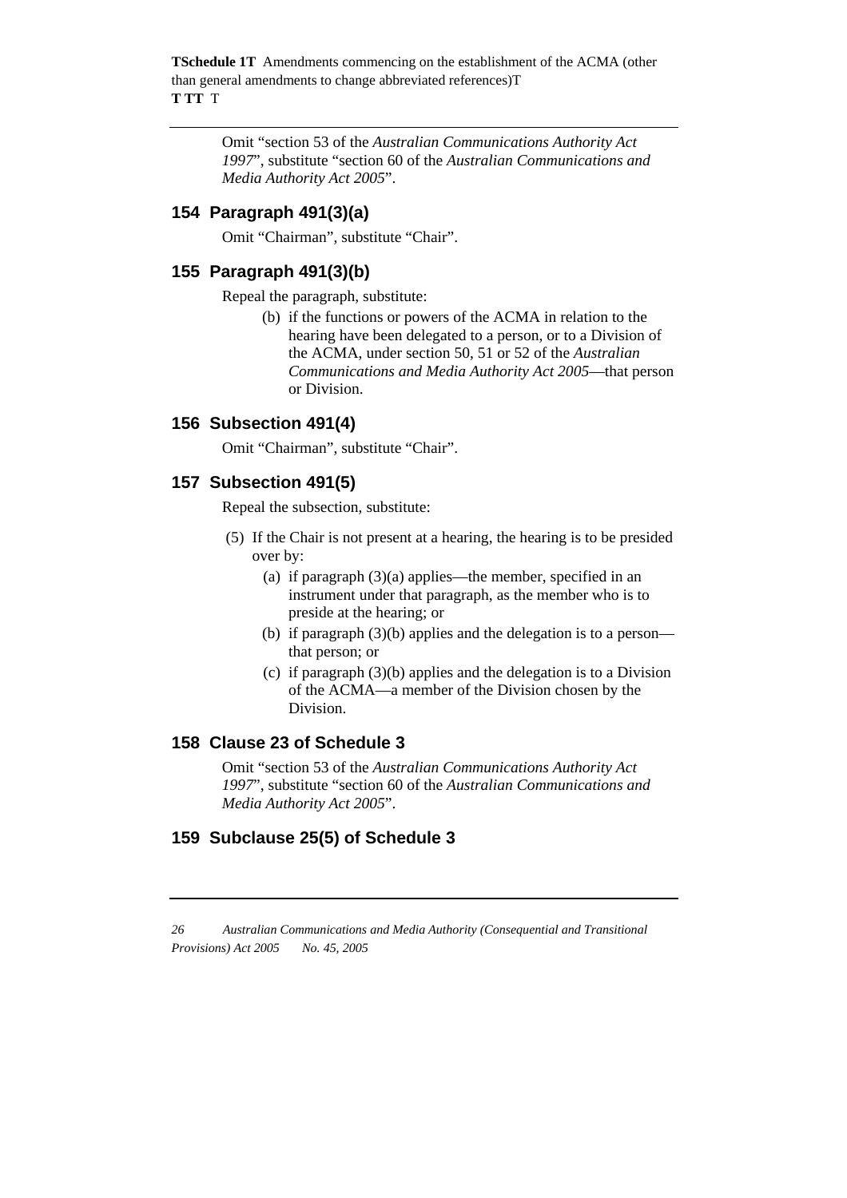Omit "section 53 of the *Australian Communications Authority Act 1997*", substitute "section 60 of the *Australian Communications and Media Authority Act 2005*".

## 154 Paragraph 491(3)(a)

Omit "Chairman", substitute "Chair".

## 155 Paragraph 491(3)(b)

Repeal the paragraph, substitute:

(b) if the functions or powers of the ACMA in relation to the hearing have been delegated to a person, or to a Division of the ACMA, under section 50, 51 or 52 of the *Australian Communications and Media Authority Act 2005*—that person or Division.

## 156 Subsection 491(4)

Omit "Chairman", substitute "Chair".

## 157 Subsection 491(5)

Repeal the subsection, substitute:

(5) If the Chair is not present at a hearing, the hearing is to be presided over by:

(a) if paragraph (3)(a) applies—the member, specified in an instrument under that paragraph, as the member who is to preside at the hearing; or

(b) if paragraph (3)(b) applies and the delegation is to a person—that person; or

(c) if paragraph (3)(b) applies and the delegation is to a Division of the ACMA—a member of the Division chosen by the Division.

## 158 Clause 23 of Schedule 3

Omit "section 53 of the *Australian Communications Authority Act 1997*", substitute "section 60 of the *Australian Communications and Media Authority Act 2005*".

## 159 Subclause 25(5) of Schedule 3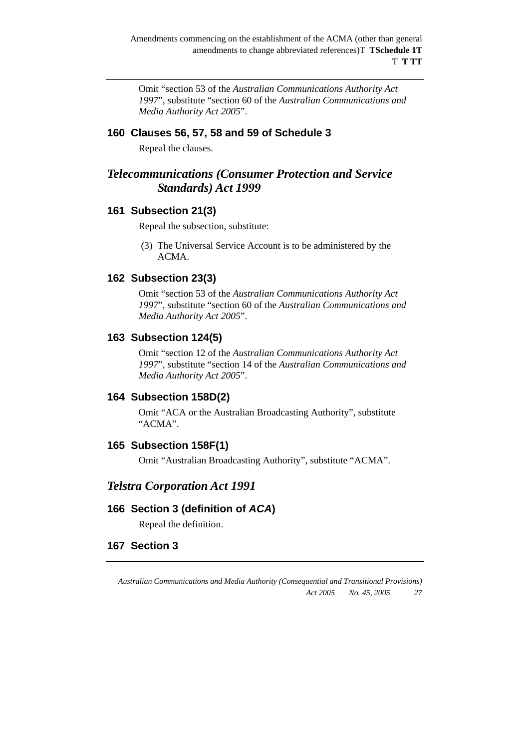Omit "section 53 of the *Australian Communications Authority Act 1997*", substitute "section 60 of the *Australian Communications and Media Authority Act 2005*".

### 160 Clauses 56, 57, 58 and 59 of Schedule 3

Repeal the clauses.

## *Telecommunications (Consumer Protection and Service Standards) Act 1999*

### 161 Subsection 21(3)

Repeal the subsection, substitute:

(3) The Universal Service Account is to be administered by the ACMA.

### 162 Subsection 23(3)

Omit "section 53 of the *Australian Communications Authority Act 1997*", substitute "section 60 of the *Australian Communications and Media Authority Act 2005*".

### 163 Subsection 124(5)

Omit "section 12 of the *Australian Communications Authority Act 1997*", substitute "section 14 of the *Australian Communications and Media Authority Act 2005*".

### 164 Subsection 158D(2)

Omit "ACA or the Australian Broadcasting Authority", substitute "ACMA".

### 165 Subsection 158F(1)

Omit "Australian Broadcasting Authority", substitute "ACMA".

## *Telstra Corporation Act 1991*

### 166 Section 3 (definition of *ACA*)

Repeal the definition.

### 167 Section 3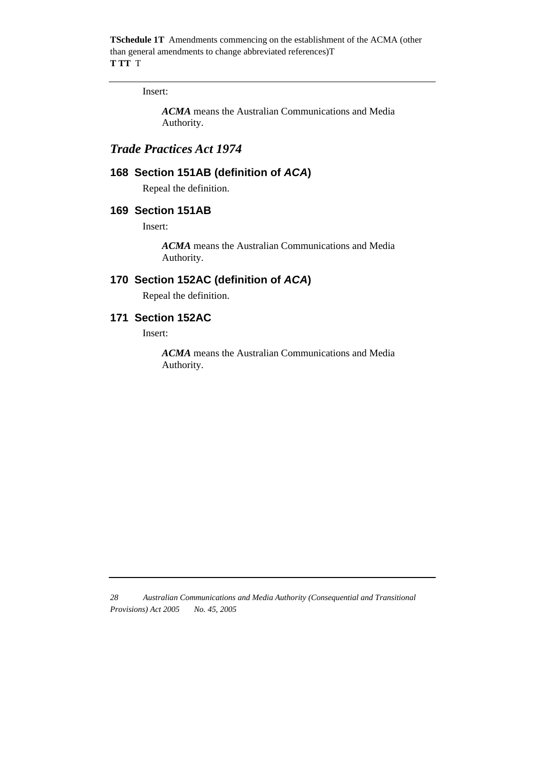Insert:

> ***ACMA*** means the Australian Communications and Media Authority.

## *Trade Practices Act 1974*

### 168 Section 151AB (definition of *ACA*)

Repeal the definition.

### 169 Section 151AB

Insert:

> ***ACMA*** means the Australian Communications and Media Authority.

### 170 Section 152AC (definition of *ACA*)

Repeal the definition.

### 171 Section 152AC

Insert:

> ***ACMA*** means the Australian Communications and Media Authority.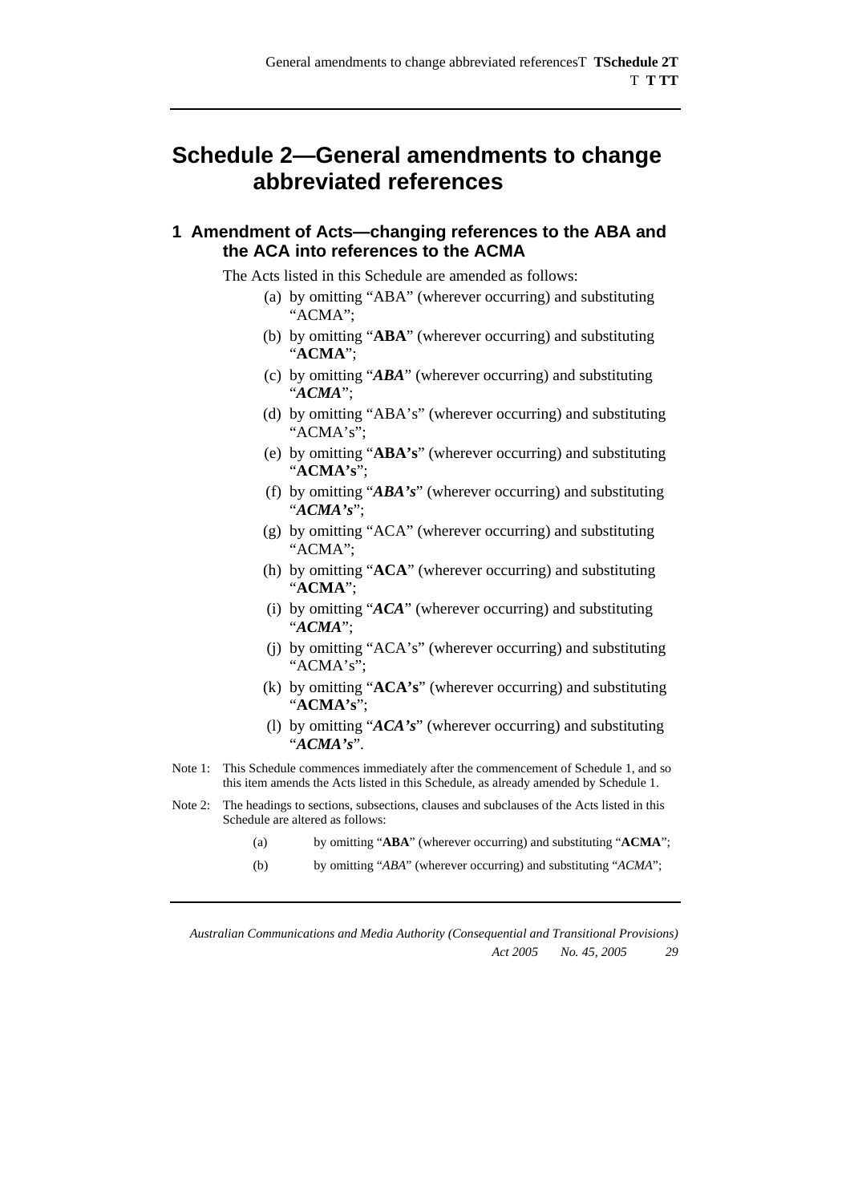# Schedule 2—General amendments to change abbreviated references

## 1 Amendment of Acts—changing references to the ABA and the ACA into references to the ACMA

The Acts listed in this Schedule are amended as follows:

(a) by omitting "ABA" (wherever occurring) and substituting "ACMA";

(b) by omitting "**ABA**" (wherever occurring) and substituting "**ACMA**";

(c) by omitting "***ABA***" (wherever occurring) and substituting "***ACMA***";

(d) by omitting "ABA's" (wherever occurring) and substituting "ACMA's";

(e) by omitting "**ABA's**" (wherever occurring) and substituting "**ACMA's**";

(f) by omitting "***ABA's***" (wherever occurring) and substituting "***ACMA's***";

(g) by omitting "ACA" (wherever occurring) and substituting "ACMA";

(h) by omitting "**ACA**" (wherever occurring) and substituting "**ACMA**";

(i) by omitting "***ACA***" (wherever occurring) and substituting "***ACMA***";

(j) by omitting "ACA's" (wherever occurring) and substituting "ACMA's";

(k) by omitting "**ACA's**" (wherever occurring) and substituting "**ACMA's**";

(l) by omitting "***ACA's***" (wherever occurring) and substituting "***ACMA's***".

Note 1: This Schedule commences immediately after the commencement of Schedule 1, and so this item amends the Acts listed in this Schedule, as already amended by Schedule 1.

Note 2: The headings to sections, subsections, clauses and subclauses of the Acts listed in this Schedule are altered as follows:

(a) by omitting "**ABA**" (wherever occurring) and substituting "**ACMA**";

(b) by omitting "*ABA*" (wherever occurring) and substituting "*ACMA*";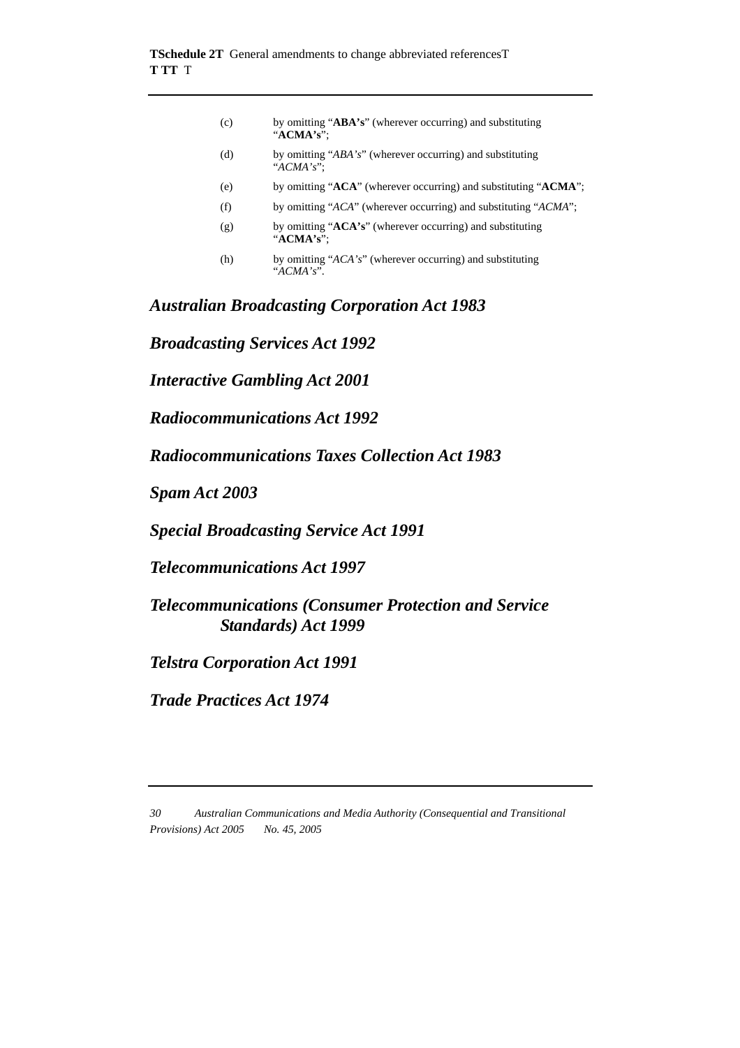(c) by omitting "**ABA's**" (wherever occurring) and substituting "**ACMA's**";

(d) by omitting "*ABA's*" (wherever occurring) and substituting "*ACMA's*";

(e) by omitting "**ACA**" (wherever occurring) and substituting "**ACMA**";

(f) by omitting "*ACA*" (wherever occurring) and substituting "*ACMA*";

(g) by omitting "**ACA's**" (wherever occurring) and substituting "**ACMA's**";

(h) by omitting "*ACA's*" (wherever occurring) and substituting "*ACMA's*".

## *Australian Broadcasting Corporation Act 1983*

## *Broadcasting Services Act 1992*

## *Interactive Gambling Act 2001*

## *Radiocommunications Act 1992*

## *Radiocommunications Taxes Collection Act 1983*

## *Spam Act 2003*

## *Special Broadcasting Service Act 1991*

## *Telecommunications Act 1997*

## *Telecommunications (Consumer Protection and Service Standards) Act 1999*

## *Telstra Corporation Act 1991*

## *Trade Practices Act 1974*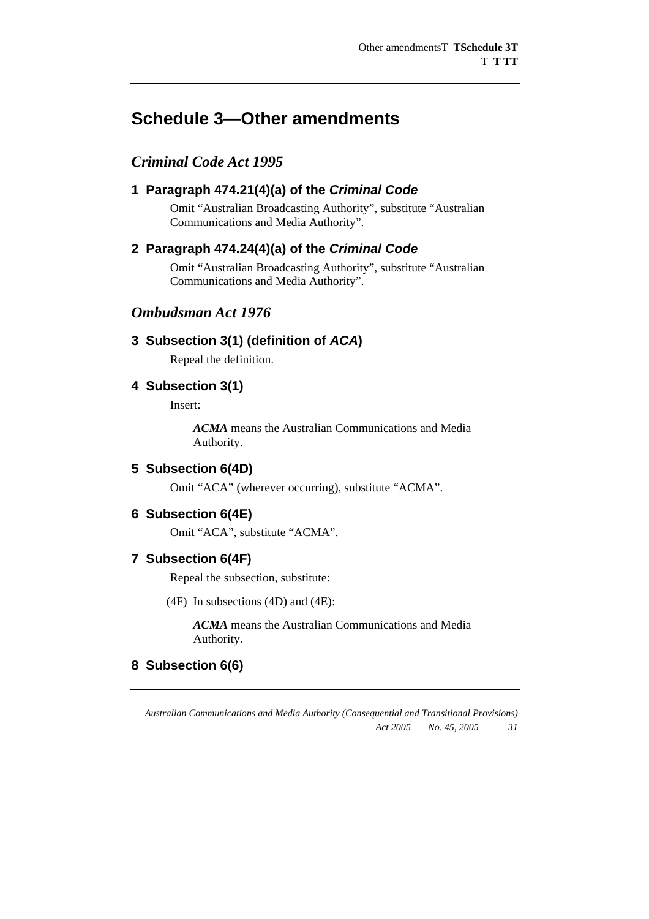# Schedule 3—Other amendments

## *Criminal Code Act 1995*

### 1 Paragraph 474.21(4)(a) of the *Criminal Code*

Omit "Australian Broadcasting Authority", substitute "Australian Communications and Media Authority".

### 2 Paragraph 474.24(4)(a) of the *Criminal Code*

Omit "Australian Broadcasting Authority", substitute "Australian Communications and Media Authority".

## *Ombudsman Act 1976*

### 3 Subsection 3(1) (definition of *ACA*)

Repeal the definition.

### 4 Subsection 3(1)

Insert:

> ***ACMA*** means the Australian Communications and Media Authority.

### 5 Subsection 6(4D)

Omit "ACA" (wherever occurring), substitute "ACMA".

### 6 Subsection 6(4E)

Omit "ACA", substitute "ACMA".

### 7 Subsection 6(4F)

Repeal the subsection, substitute:

> (4F) In subsections (4D) and (4E):
>
> ***ACMA*** means the Australian Communications and Media Authority.

### 8 Subsection 6(6)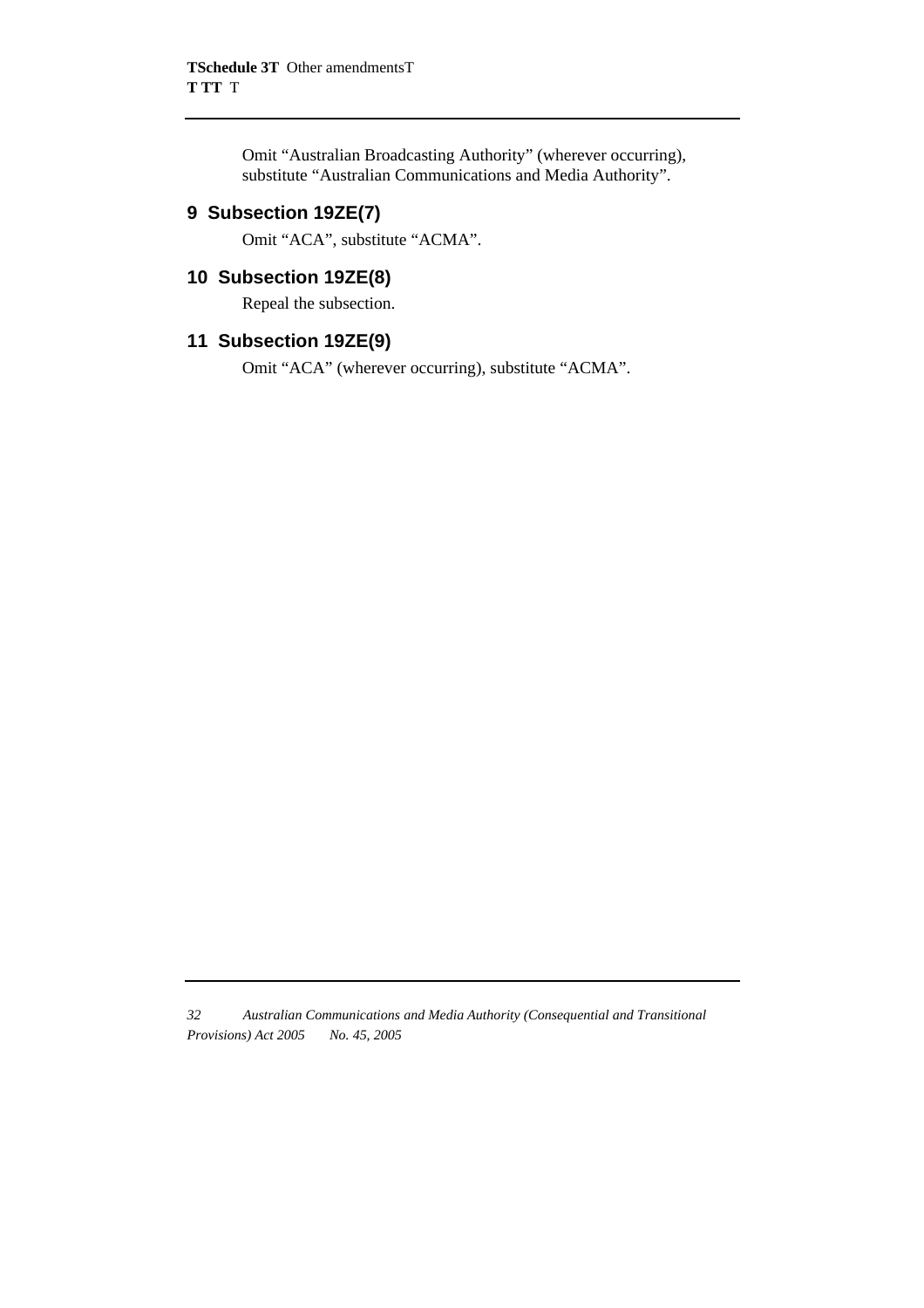Omit "Australian Broadcasting Authority" (wherever occurring), substitute "Australian Communications and Media Authority".

## 9 Subsection 19ZE(7)

Omit "ACA", substitute "ACMA".

## 10 Subsection 19ZE(8)

Repeal the subsection.

## 11 Subsection 19ZE(9)

Omit "ACA" (wherever occurring), substitute "ACMA".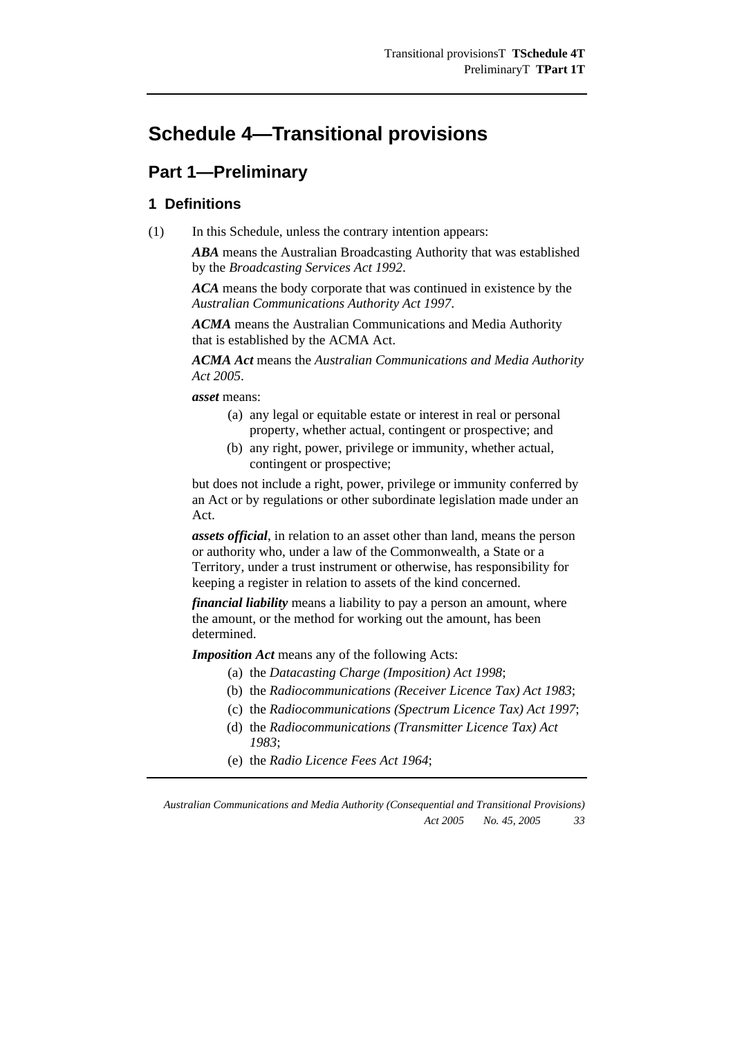# Schedule 4—Transitional provisions

## Part 1—Preliminary

### 1 Definitions

(1) In this Schedule, unless the contrary intention appears:

***ABA*** means the Australian Broadcasting Authority that was established by the *Broadcasting Services Act 1992*.

***ACA*** means the body corporate that was continued in existence by the *Australian Communications Authority Act 1997*.

***ACMA*** means the Australian Communications and Media Authority that is established by the ACMA Act.

***ACMA Act*** means the *Australian Communications and Media Authority Act 2005*.

***asset*** means:

- (a) any legal or equitable estate or interest in real or personal property, whether actual, contingent or prospective; and
- (b) any right, power, privilege or immunity, whether actual, contingent or prospective;

but does not include a right, power, privilege or immunity conferred by an Act or by regulations or other subordinate legislation made under an Act.

***assets official***, in relation to an asset other than land, means the person or authority who, under a law of the Commonwealth, a State or a Territory, under a trust instrument or otherwise, has responsibility for keeping a register in relation to assets of the kind concerned.

***financial liability*** means a liability to pay a person an amount, where the amount, or the method for working out the amount, has been determined.

***Imposition Act*** means any of the following Acts:

- (a) the *Datacasting Charge (Imposition) Act 1998*;
- (b) the *Radiocommunications (Receiver Licence Tax) Act 1983*;
- (c) the *Radiocommunications (Spectrum Licence Tax) Act 1997*;
- (d) the *Radiocommunications (Transmitter Licence Tax) Act 1983*;
- (e) the *Radio Licence Fees Act 1964*;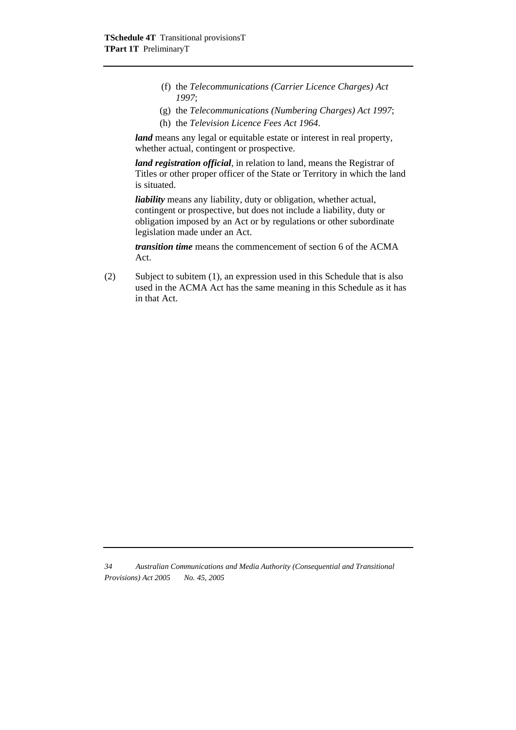(f) the *Telecommunications (Carrier Licence Charges) Act 1997*;

(g) the *Telecommunications (Numbering Charges) Act 1997*;

(h) the *Television Licence Fees Act 1964*.

***land*** means any legal or equitable estate or interest in real property, whether actual, contingent or prospective.

***land registration official***, in relation to land, means the Registrar of Titles or other proper officer of the State or Territory in which the land is situated.

***liability*** means any liability, duty or obligation, whether actual, contingent or prospective, but does not include a liability, duty or obligation imposed by an Act or by regulations or other subordinate legislation made under an Act.

***transition time*** means the commencement of section 6 of the ACMA Act.

(2) Subject to subitem (1), an expression used in this Schedule that is also used in the ACMA Act has the same meaning in this Schedule as it has in that Act.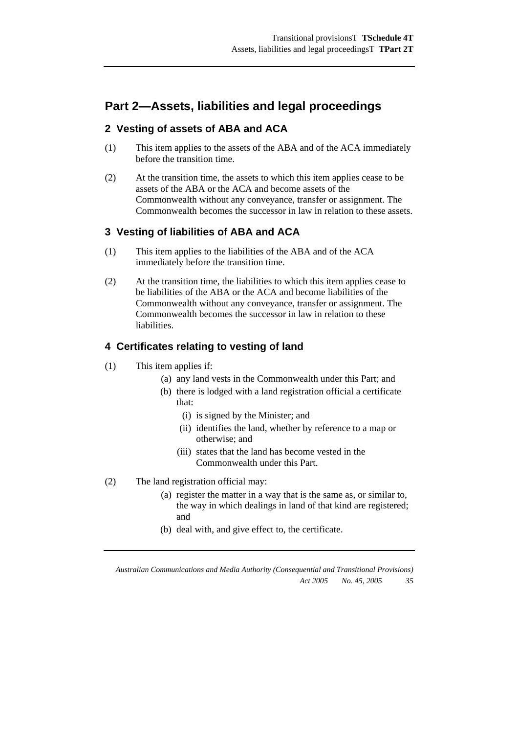## Part 2—Assets, liabilities and legal proceedings

### 2 Vesting of assets of ABA and ACA

(1) This item applies to the assets of the ABA and of the ACA immediately before the transition time.

(2) At the transition time, the assets to which this item applies cease to be assets of the ABA or the ACA and become assets of the Commonwealth without any conveyance, transfer or assignment. The Commonwealth becomes the successor in law in relation to these assets.

### 3 Vesting of liabilities of ABA and ACA

(1) This item applies to the liabilities of the ABA and of the ACA immediately before the transition time.

(2) At the transition time, the liabilities to which this item applies cease to be liabilities of the ABA or the ACA and become liabilities of the Commonwealth without any conveyance, transfer or assignment. The Commonwealth becomes the successor in law in relation to these liabilities.

### 4 Certificates relating to vesting of land

(1) This item applies if:
- (a) any land vests in the Commonwealth under this Part; and
- (b) there is lodged with a land registration official a certificate that:
  - (i) is signed by the Minister; and
  - (ii) identifies the land, whether by reference to a map or otherwise; and
  - (iii) states that the land has become vested in the Commonwealth under this Part.

(2) The land registration official may:
- (a) register the matter in a way that is the same as, or similar to, the way in which dealings in land of that kind are registered; and
- (b) deal with, and give effect to, the certificate.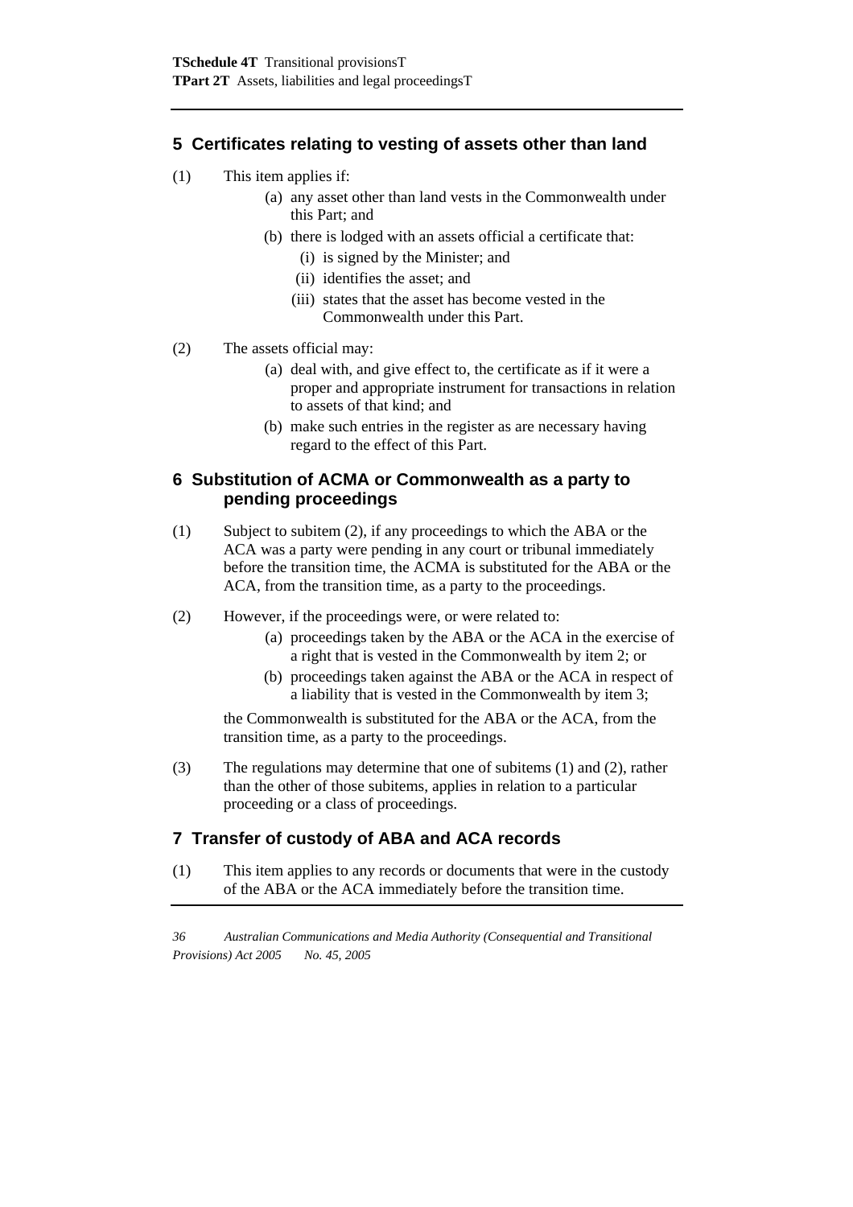## 5 Certificates relating to vesting of assets other than land

(1) This item applies if:

   (a) any asset other than land vests in the Commonwealth under this Part; and

   (b) there is lodged with an assets official a certificate that:

      (i) is signed by the Minister; and

      (ii) identifies the asset; and

      (iii) states that the asset has become vested in the Commonwealth under this Part.

(2) The assets official may:

   (a) deal with, and give effect to, the certificate as if it were a proper and appropriate instrument for transactions in relation to assets of that kind; and

   (b) make such entries in the register as are necessary having regard to the effect of this Part.

## 6 Substitution of ACMA or Commonwealth as a party to pending proceedings

(1) Subject to subitem (2), if any proceedings to which the ABA or the ACA was a party were pending in any court or tribunal immediately before the transition time, the ACMA is substituted for the ABA or the ACA, from the transition time, as a party to the proceedings.

(2) However, if the proceedings were, or were related to:

   (a) proceedings taken by the ABA or the ACA in the exercise of a right that is vested in the Commonwealth by item 2; or

   (b) proceedings taken against the ABA or the ACA in respect of a liability that is vested in the Commonwealth by item 3;

   the Commonwealth is substituted for the ABA or the ACA, from the transition time, as a party to the proceedings.

(3) The regulations may determine that one of subitems (1) and (2), rather than the other of those subitems, applies in relation to a particular proceeding or a class of proceedings.

## 7 Transfer of custody of ABA and ACA records

(1) This item applies to any records or documents that were in the custody of the ABA or the ACA immediately before the transition time.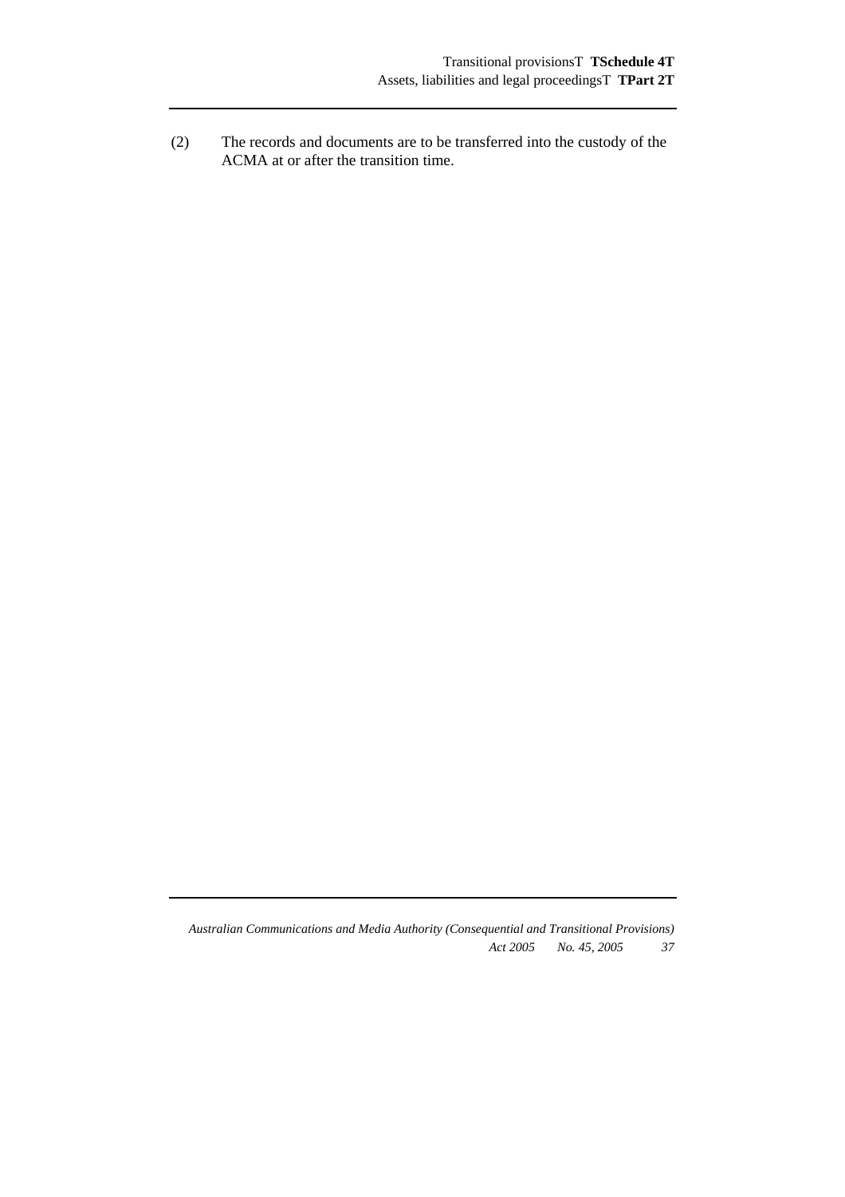(2) The records and documents are to be transferred into the custody of the ACMA at or after the transition time.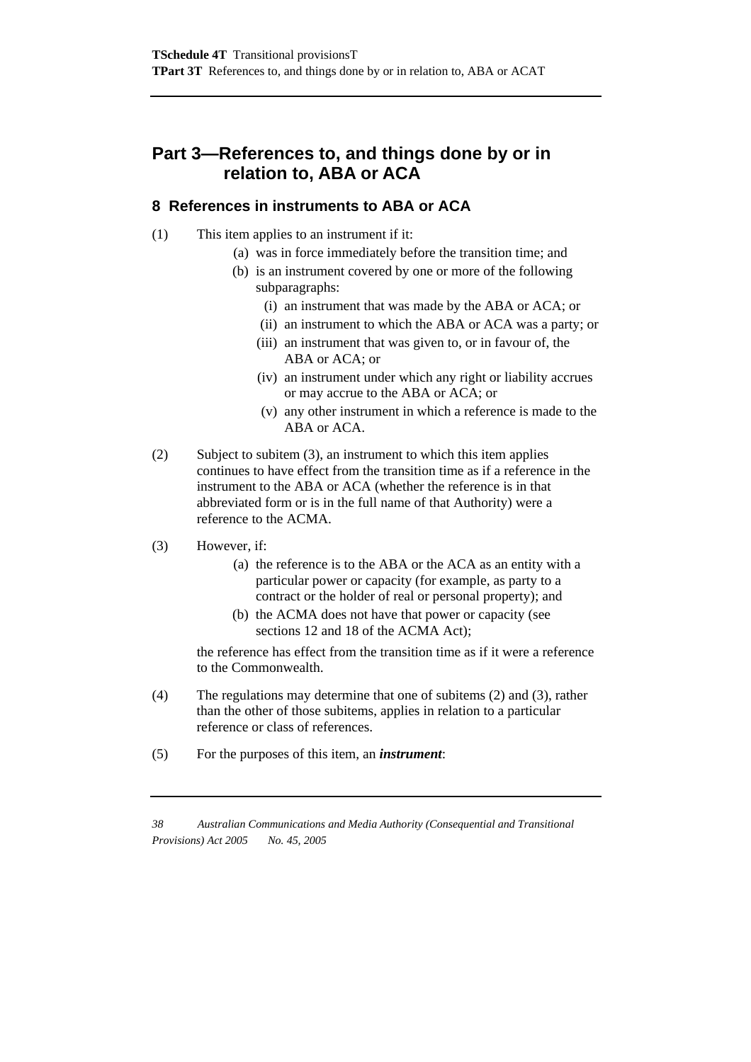## Part 3—References to, and things done by or in relation to, ABA or ACA

### 8 References in instruments to ABA or ACA

(1) This item applies to an instrument if it:

(a) was in force immediately before the transition time; and

(b) is an instrument covered by one or more of the following subparagraphs:

(i) an instrument that was made by the ABA or ACA; or

(ii) an instrument to which the ABA or ACA was a party; or

(iii) an instrument that was given to, or in favour of, the ABA or ACA; or

(iv) an instrument under which any right or liability accrues or may accrue to the ABA or ACA; or

(v) any other instrument in which a reference is made to the ABA or ACA.

(2) Subject to subitem (3), an instrument to which this item applies continues to have effect from the transition time as if a reference in the instrument to the ABA or ACA (whether the reference is in that abbreviated form or is in the full name of that Authority) were a reference to the ACMA.

(3) However, if:

(a) the reference is to the ABA or the ACA as an entity with a particular power or capacity (for example, as party to a contract or the holder of real or personal property); and

(b) the ACMA does not have that power or capacity (see sections 12 and 18 of the ACMA Act);

the reference has effect from the transition time as if it were a reference to the Commonwealth.

(4) The regulations may determine that one of subitems (2) and (3), rather than the other of those subitems, applies in relation to a particular reference or class of references.

(5) For the purposes of this item, an ***instrument***: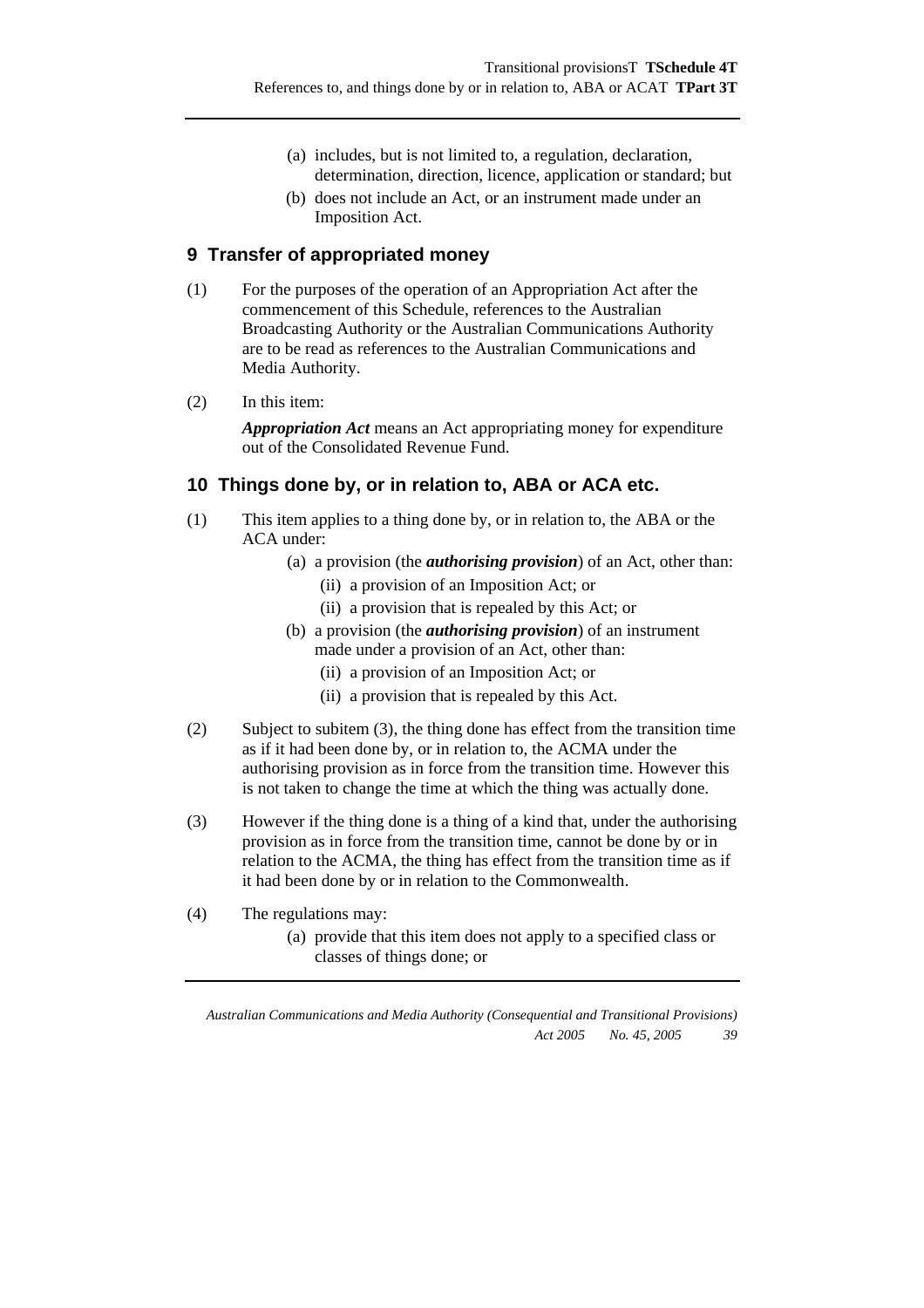(a) includes, but is not limited to, a regulation, declaration, determination, direction, licence, application or standard; but

(b) does not include an Act, or an instrument made under an Imposition Act.

## 9 Transfer of appropriated money

(1) For the purposes of the operation of an Appropriation Act after the commencement of this Schedule, references to the Australian Broadcasting Authority or the Australian Communications Authority are to be read as references to the Australian Communications and Media Authority.

(2) In this item:

***Appropriation Act*** means an Act appropriating money for expenditure out of the Consolidated Revenue Fund.

## 10 Things done by, or in relation to, ABA or ACA etc.

(1) This item applies to a thing done by, or in relation to, the ABA or the ACA under:

(a) a provision (the ***authorising provision***) of an Act, other than:

(ii) a provision of an Imposition Act; or

(ii) a provision that is repealed by this Act; or

(b) a provision (the ***authorising provision***) of an instrument made under a provision of an Act, other than:

(ii) a provision of an Imposition Act; or

(ii) a provision that is repealed by this Act.

(2) Subject to subitem (3), the thing done has effect from the transition time as if it had been done by, or in relation to, the ACMA under the authorising provision as in force from the transition time. However this is not taken to change the time at which the thing was actually done.

(3) However if the thing done is a thing of a kind that, under the authorising provision as in force from the transition time, cannot be done by or in relation to the ACMA, the thing has effect from the transition time as if it had been done by or in relation to the Commonwealth.

(4) The regulations may:

(a) provide that this item does not apply to a specified class or classes of things done; or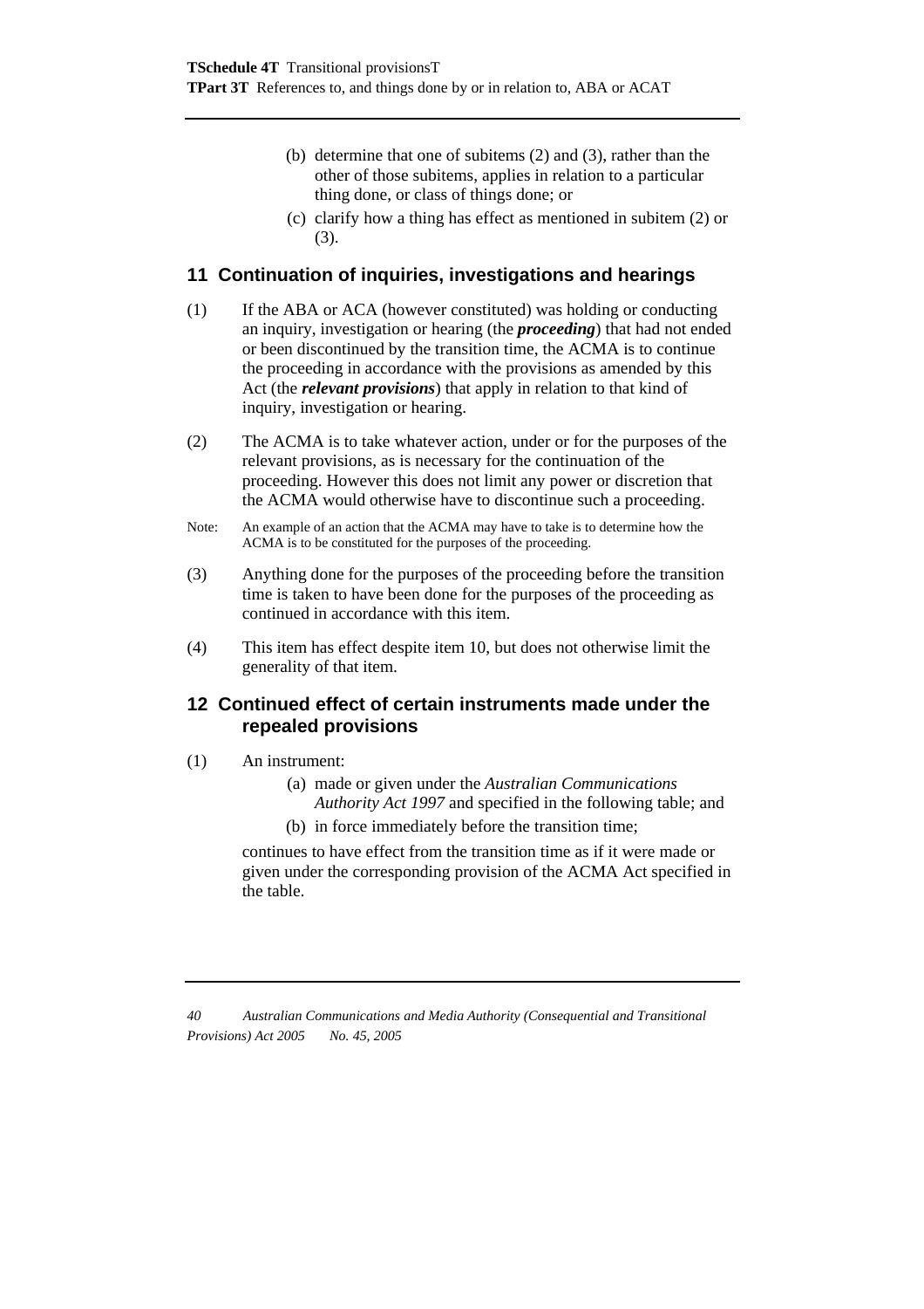(b) determine that one of subitems (2) and (3), rather than the other of those subitems, applies in relation to a particular thing done, or class of things done; or

(c) clarify how a thing has effect as mentioned in subitem (2) or (3).

## 11 Continuation of inquiries, investigations and hearings

(1) If the ABA or ACA (however constituted) was holding or conducting an inquiry, investigation or hearing (the ***proceeding***) that had not ended or been discontinued by the transition time, the ACMA is to continue the proceeding in accordance with the provisions as amended by this Act (the ***relevant provisions***) that apply in relation to that kind of inquiry, investigation or hearing.

(2) The ACMA is to take whatever action, under or for the purposes of the relevant provisions, as is necessary for the continuation of the proceeding. However this does not limit any power or discretion that the ACMA would otherwise have to discontinue such a proceeding.

Note: An example of an action that the ACMA may have to take is to determine how the ACMA is to be constituted for the purposes of the proceeding.

(3) Anything done for the purposes of the proceeding before the transition time is taken to have been done for the purposes of the proceeding as continued in accordance with this item.

(4) This item has effect despite item 10, but does not otherwise limit the generality of that item.

## 12 Continued effect of certain instruments made under the repealed provisions

(1) An instrument:

(a) made or given under the *Australian Communications Authority Act 1997* and specified in the following table; and

(b) in force immediately before the transition time;

continues to have effect from the transition time as if it were made or given under the corresponding provision of the ACMA Act specified in the table.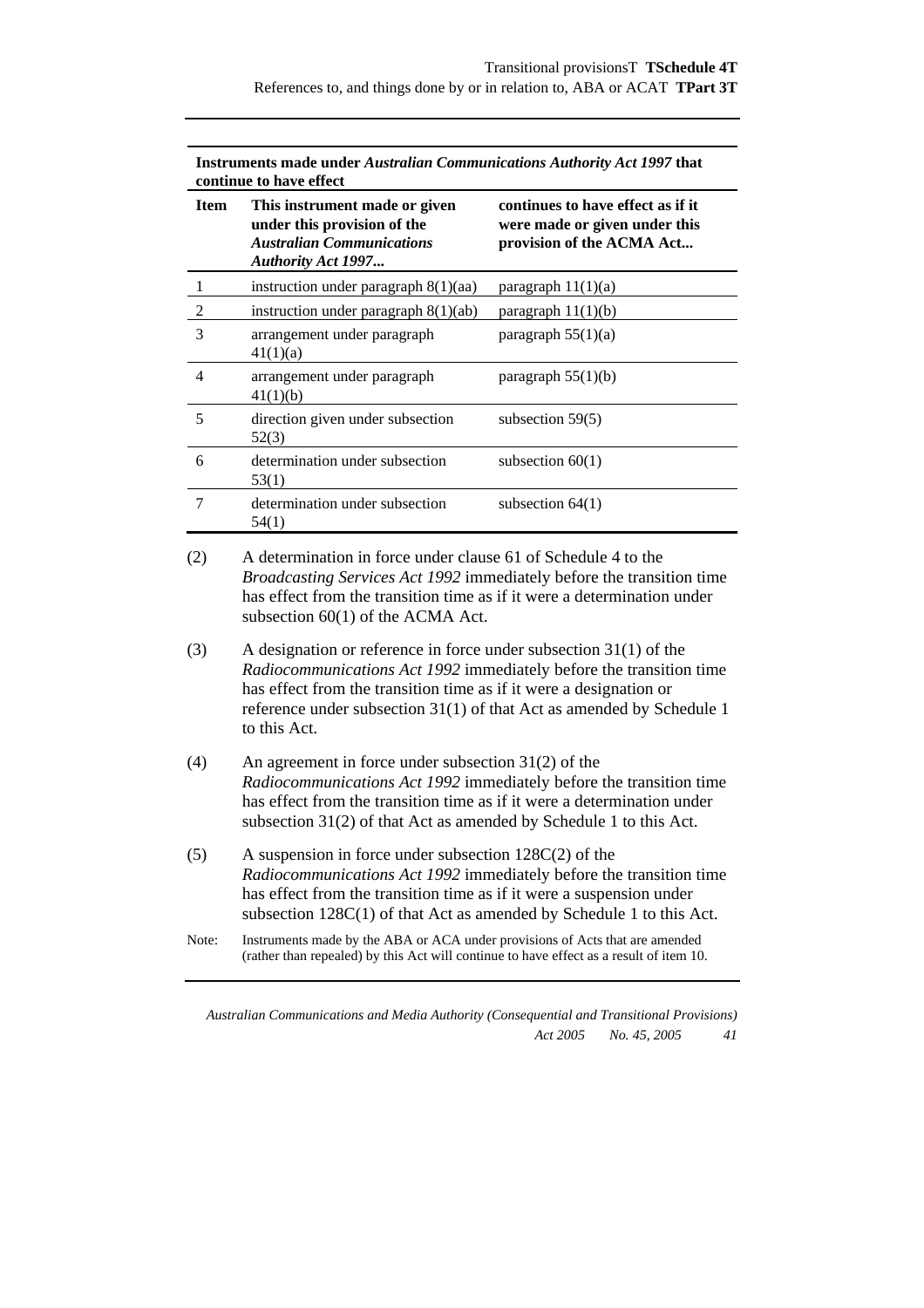**Instruments made under *Australian Communications Authority Act 1997* that continue to have effect**

| Item | This instrument made or given under this provision of the *Australian Communications Authority Act 1997...* | continues to have effect as if it were made or given under this provision of the ACMA Act... |
|---|---|---|
| 1 | instruction under paragraph 8(1)(aa) | paragraph 11(1)(a) |
| 2 | instruction under paragraph 8(1)(ab) | paragraph 11(1)(b) |
| 3 | arrangement under paragraph 41(1)(a) | paragraph 55(1)(a) |
| 4 | arrangement under paragraph 41(1)(b) | paragraph 55(1)(b) |
| 5 | direction given under subsection 52(3) | subsection 59(5) |
| 6 | determination under subsection 53(1) | subsection 60(1) |
| 7 | determination under subsection 54(1) | subsection 64(1) |

(2) A determination in force under clause 61 of Schedule 4 to the *Broadcasting Services Act 1992* immediately before the transition time has effect from the transition time as if it were a determination under subsection 60(1) of the ACMA Act.

(3) A designation or reference in force under subsection 31(1) of the *Radiocommunications Act 1992* immediately before the transition time has effect from the transition time as if it were a designation or reference under subsection 31(1) of that Act as amended by Schedule 1 to this Act.

(4) An agreement in force under subsection 31(2) of the *Radiocommunications Act 1992* immediately before the transition time has effect from the transition time as if it were a determination under subsection 31(2) of that Act as amended by Schedule 1 to this Act.

(5) A suspension in force under subsection 128C(2) of the *Radiocommunications Act 1992* immediately before the transition time has effect from the transition time as if it were a suspension under subsection 128C(1) of that Act as amended by Schedule 1 to this Act.

Note: Instruments made by the ABA or ACA under provisions of Acts that are amended (rather than repealed) by this Act will continue to have effect as a result of item 10.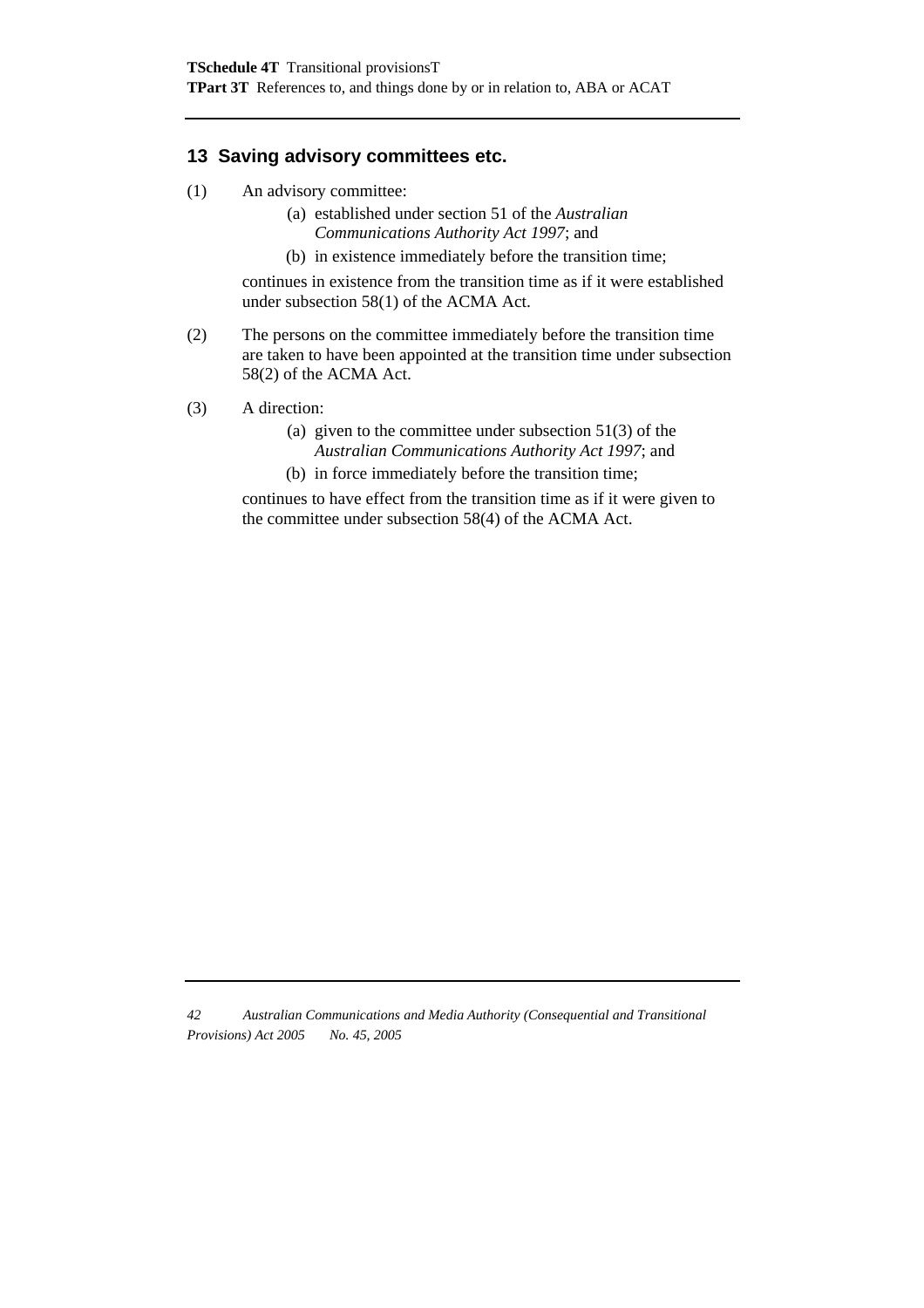## 13 Saving advisory committees etc.

(1) An advisory committee:

(a) established under section 51 of the *Australian Communications Authority Act 1997*; and

(b) in existence immediately before the transition time;

continues in existence from the transition time as if it were established under subsection 58(1) of the ACMA Act.

(2) The persons on the committee immediately before the transition time are taken to have been appointed at the transition time under subsection 58(2) of the ACMA Act.

(3) A direction:

(a) given to the committee under subsection 51(3) of the *Australian Communications Authority Act 1997*; and

(b) in force immediately before the transition time;

continues to have effect from the transition time as if it were given to the committee under subsection 58(4) of the ACMA Act.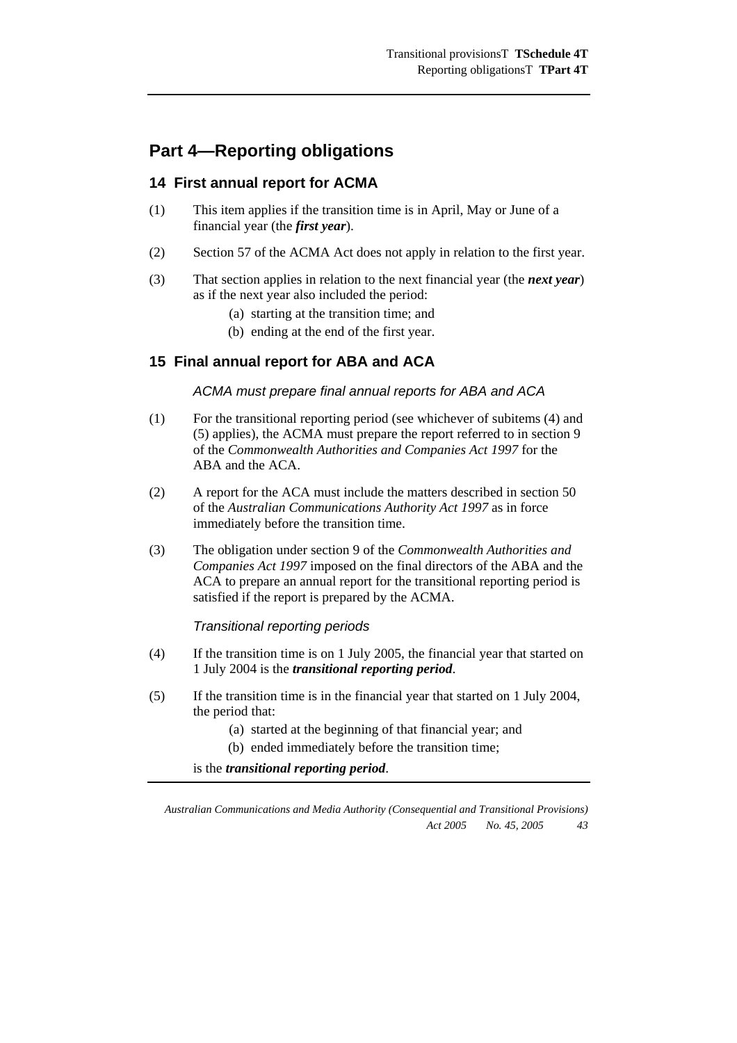## Part 4—Reporting obligations

### 14 First annual report for ACMA

(1) This item applies if the transition time is in April, May or June of a financial year (the ***first year***).

(2) Section 57 of the ACMA Act does not apply in relation to the first year.

(3) That section applies in relation to the next financial year (the ***next year***) as if the next year also included the period:

- (a) starting at the transition time; and
- (b) ending at the end of the first year.

### 15 Final annual report for ABA and ACA

*ACMA must prepare final annual reports for ABA and ACA*

(1) For the transitional reporting period (see whichever of subitems (4) and (5) applies), the ACMA must prepare the report referred to in section 9 of the *Commonwealth Authorities and Companies Act 1997* for the ABA and the ACA.

(2) A report for the ACA must include the matters described in section 50 of the *Australian Communications Authority Act 1997* as in force immediately before the transition time.

(3) The obligation under section 9 of the *Commonwealth Authorities and Companies Act 1997* imposed on the final directors of the ABA and the ACA to prepare an annual report for the transitional reporting period is satisfied if the report is prepared by the ACMA.

*Transitional reporting periods*

(4) If the transition time is on 1 July 2005, the financial year that started on 1 July 2004 is the ***transitional reporting period***.

(5) If the transition time is in the financial year that started on 1 July 2004, the period that:

- (a) started at the beginning of that financial year; and
- (b) ended immediately before the transition time;

is the ***transitional reporting period***.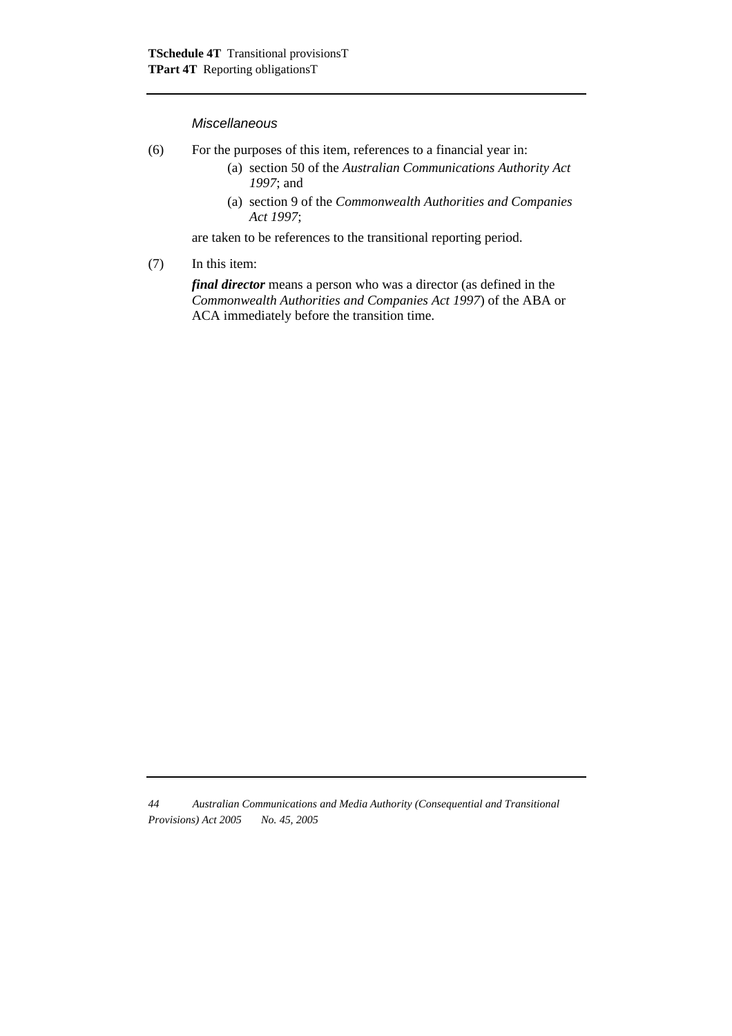*Miscellaneous*

(6) For the purposes of this item, references to a financial year in:

(a) section 50 of the *Australian Communications Authority Act 1997*; and

(a) section 9 of the *Commonwealth Authorities and Companies Act 1997*;

are taken to be references to the transitional reporting period.

(7) In this item:

***final director*** means a person who was a director (as defined in the *Commonwealth Authorities and Companies Act 1997*) of the ABA or ACA immediately before the transition time.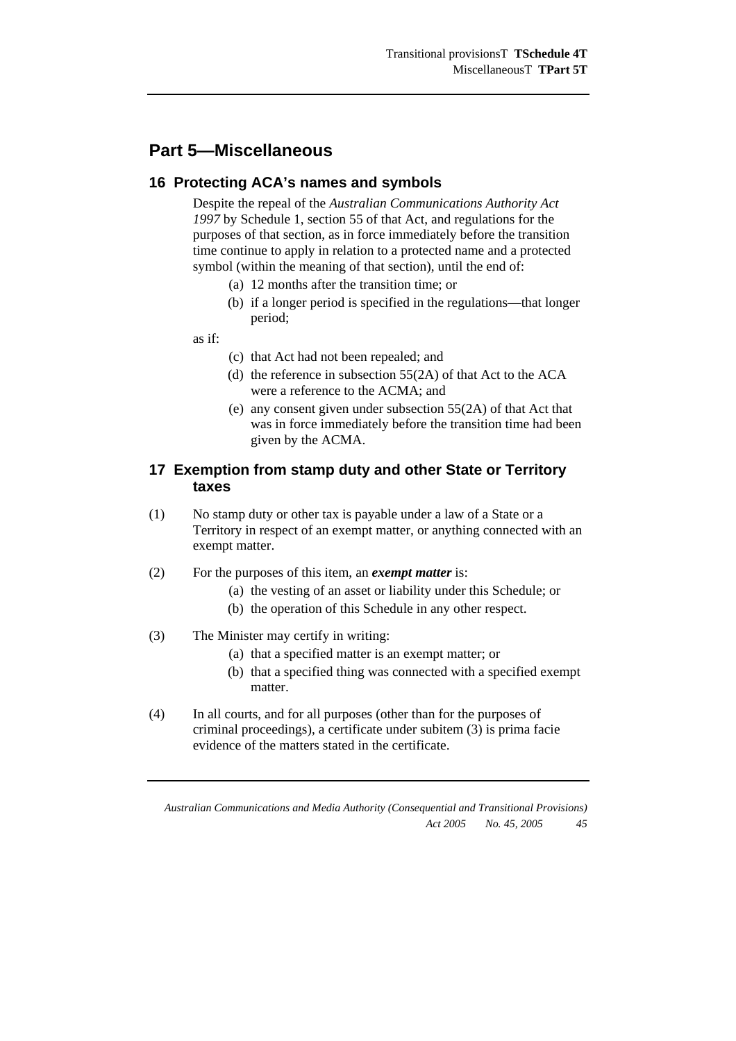## Part 5—Miscellaneous

### 16 Protecting ACA's names and symbols

Despite the repeal of the *Australian Communications Authority Act 1997* by Schedule 1, section 55 of that Act, and regulations for the purposes of that section, as in force immediately before the transition time continue to apply in relation to a protected name and a protected symbol (within the meaning of that section), until the end of:

- (a) 12 months after the transition time; or
- (b) if a longer period is specified in the regulations—that longer period;

as if:

- (c) that Act had not been repealed; and
- (d) the reference in subsection 55(2A) of that Act to the ACA were a reference to the ACMA; and
- (e) any consent given under subsection 55(2A) of that Act that was in force immediately before the transition time had been given by the ACMA.

### 17 Exemption from stamp duty and other State or Territory taxes

(1) No stamp duty or other tax is payable under a law of a State or a Territory in respect of an exempt matter, or anything connected with an exempt matter.

(2) For the purposes of this item, an ***exempt matter*** is:

- (a) the vesting of an asset or liability under this Schedule; or
- (b) the operation of this Schedule in any other respect.

(3) The Minister may certify in writing:

- (a) that a specified matter is an exempt matter; or
- (b) that a specified thing was connected with a specified exempt matter.

(4) In all courts, and for all purposes (other than for the purposes of criminal proceedings), a certificate under subitem (3) is prima facie evidence of the matters stated in the certificate.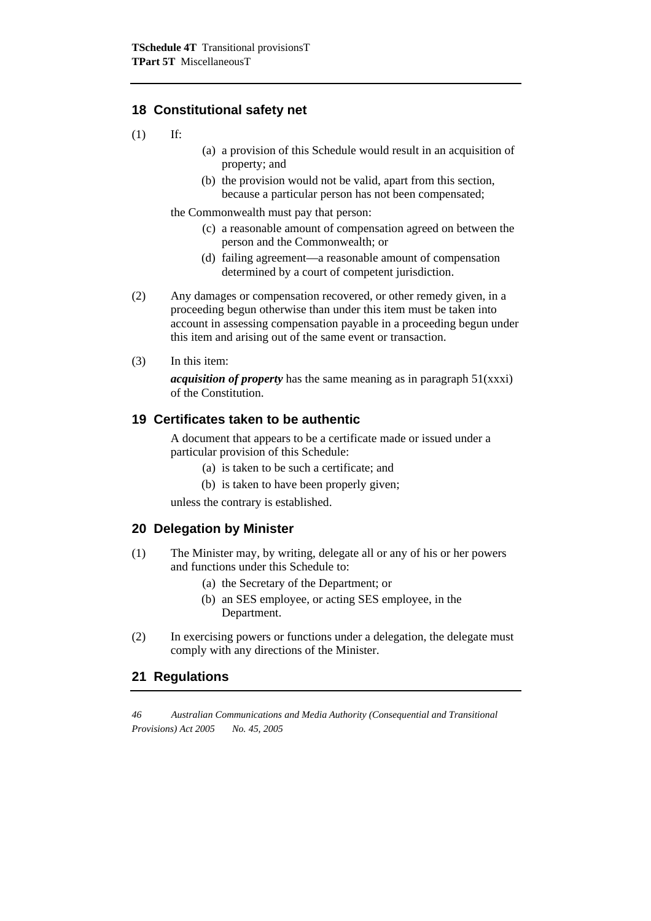## 18 Constitutional safety net

(1) If:

(a) a provision of this Schedule would result in an acquisition of property; and

(b) the provision would not be valid, apart from this section, because a particular person has not been compensated;

the Commonwealth must pay that person:

(c) a reasonable amount of compensation agreed on between the person and the Commonwealth; or

(d) failing agreement—a reasonable amount of compensation determined by a court of competent jurisdiction.

(2) Any damages or compensation recovered, or other remedy given, in a proceeding begun otherwise than under this item must be taken into account in assessing compensation payable in a proceeding begun under this item and arising out of the same event or transaction.

(3) In this item:

***acquisition of property*** has the same meaning as in paragraph 51(xxxi) of the Constitution.

## 19 Certificates taken to be authentic

A document that appears to be a certificate made or issued under a particular provision of this Schedule:

(a) is taken to be such a certificate; and

(b) is taken to have been properly given;

unless the contrary is established.

## 20 Delegation by Minister

(1) The Minister may, by writing, delegate all or any of his or her powers and functions under this Schedule to:

(a) the Secretary of the Department; or

(b) an SES employee, or acting SES employee, in the Department.

(2) In exercising powers or functions under a delegation, the delegate must comply with any directions of the Minister.

## 21 Regulations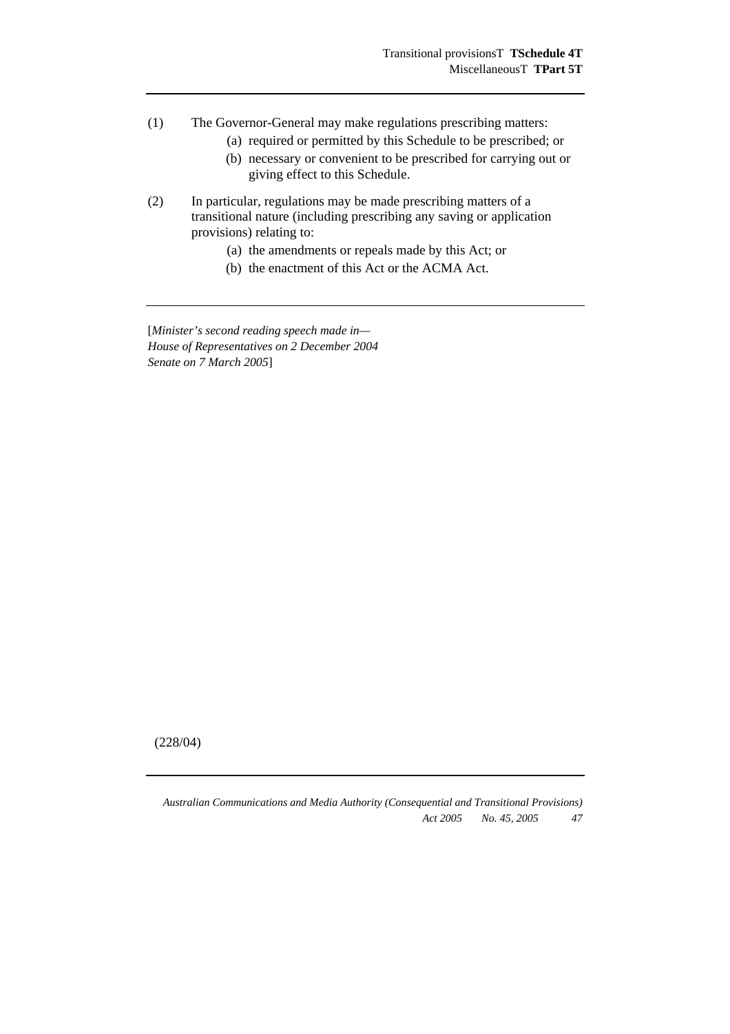(1) The Governor-General may make regulations prescribing matters:

   (a) required or permitted by this Schedule to be prescribed; or

   (b) necessary or convenient to be prescribed for carrying out or giving effect to this Schedule.

(2) In particular, regulations may be made prescribing matters of a transitional nature (including prescribing any saving or application provisions) relating to:

   (a) the amendments or repeals made by this Act; or

   (b) the enactment of this Act or the ACMA Act.

---

[*Minister's second reading speech made in—*
*House of Representatives on 2 December 2004*
*Senate on 7 March 2005*]

(228/04)